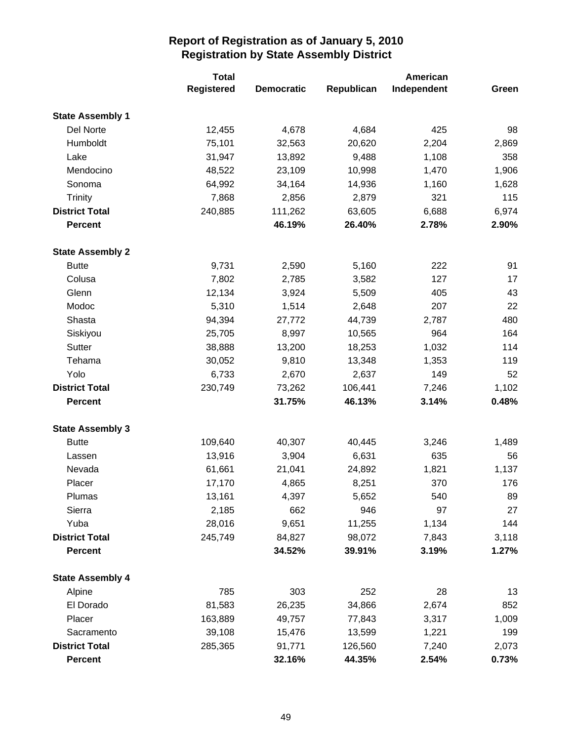# Report of Registration as of January 5, 2010
## Registration by State Assembly District

| | Total Registered | Democratic | Republican | American Independent | Green |
|---|---|---|---|---|---|
| **State Assembly 1** | | | | | |
| Del Norte | 12,455 | 4,678 | 4,684 | 425 | 98 |
| Humboldt | 75,101 | 32,563 | 20,620 | 2,204 | 2,869 |
| Lake | 31,947 | 13,892 | 9,488 | 1,108 | 358 |
| Mendocino | 48,522 | 23,109 | 10,998 | 1,470 | 1,906 |
| Sonoma | 64,992 | 34,164 | 14,936 | 1,160 | 1,628 |
| Trinity | 7,868 | 2,856 | 2,879 | 321 | 115 |
| **District Total** | 240,885 | 111,262 | 63,605 | 6,688 | 6,974 |
| **Percent** | | **46.19%** | **26.40%** | **2.78%** | **2.90%** |
| **State Assembly 2** | | | | | |
| Butte | 9,731 | 2,590 | 5,160 | 222 | 91 |
| Colusa | 7,802 | 2,785 | 3,582 | 127 | 17 |
| Glenn | 12,134 | 3,924 | 5,509 | 405 | 43 |
| Modoc | 5,310 | 1,514 | 2,648 | 207 | 22 |
| Shasta | 94,394 | 27,772 | 44,739 | 2,787 | 480 |
| Siskiyou | 25,705 | 8,997 | 10,565 | 964 | 164 |
| Sutter | 38,888 | 13,200 | 18,253 | 1,032 | 114 |
| Tehama | 30,052 | 9,810 | 13,348 | 1,353 | 119 |
| Yolo | 6,733 | 2,670 | 2,637 | 149 | 52 |
| **District Total** | 230,749 | 73,262 | 106,441 | 7,246 | 1,102 |
| **Percent** | | **31.75%** | **46.13%** | **3.14%** | **0.48%** |
| **State Assembly 3** | | | | | |
| Butte | 109,640 | 40,307 | 40,445 | 3,246 | 1,489 |
| Lassen | 13,916 | 3,904 | 6,631 | 635 | 56 |
| Nevada | 61,661 | 21,041 | 24,892 | 1,821 | 1,137 |
| Placer | 17,170 | 4,865 | 8,251 | 370 | 176 |
| Plumas | 13,161 | 4,397 | 5,652 | 540 | 89 |
| Sierra | 2,185 | 662 | 946 | 97 | 27 |
| Yuba | 28,016 | 9,651 | 11,255 | 1,134 | 144 |
| **District Total** | 245,749 | 84,827 | 98,072 | 7,843 | 3,118 |
| **Percent** | | **34.52%** | **39.91%** | **3.19%** | **1.27%** |
| **State Assembly 4** | | | | | |
| Alpine | 785 | 303 | 252 | 28 | 13 |
| El Dorado | 81,583 | 26,235 | 34,866 | 2,674 | 852 |
| Placer | 163,889 | 49,757 | 77,843 | 3,317 | 1,009 |
| Sacramento | 39,108 | 15,476 | 13,599 | 1,221 | 199 |
| **District Total** | 285,365 | 91,771 | 126,560 | 7,240 | 2,073 |
| **Percent** | | **32.16%** | **44.35%** | **2.54%** | **0.73%** |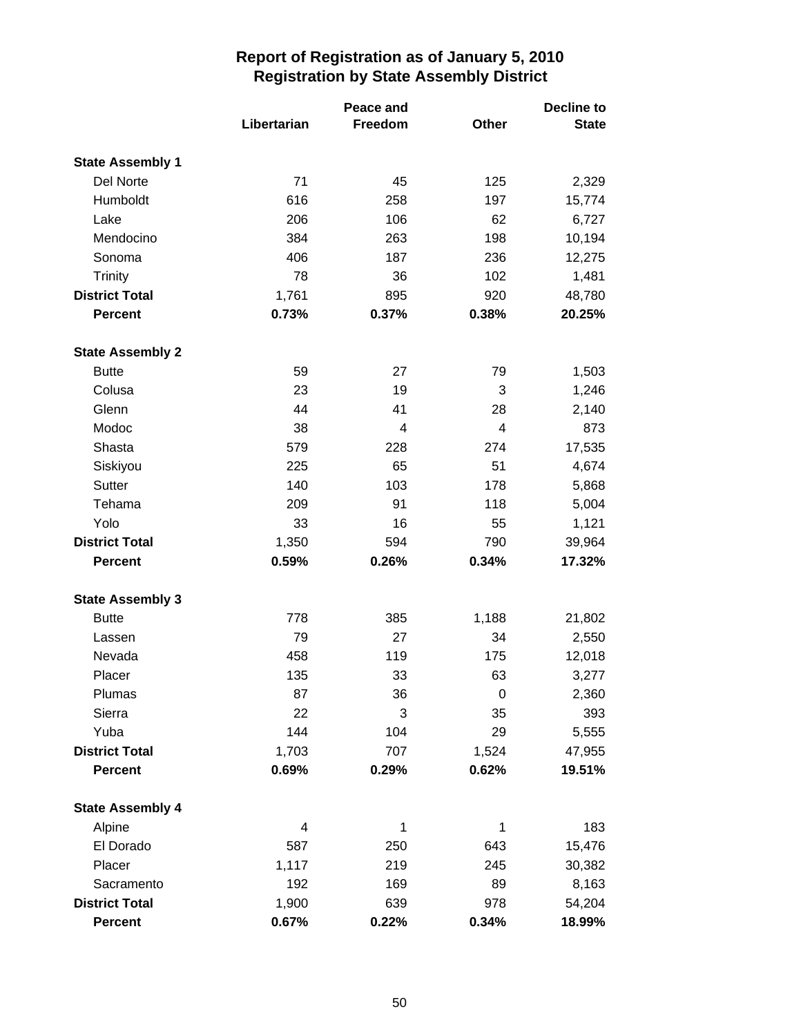# Report of Registration as of January 5, 2010
## Registration by State Assembly District

| | Libertarian | Peace and Freedom | Other | Decline to State |
|---|---|---|---|---|
| **State Assembly 1** | | | | |
| Del Norte | 71 | 45 | 125 | 2,329 |
| Humboldt | 616 | 258 | 197 | 15,774 |
| Lake | 206 | 106 | 62 | 6,727 |
| Mendocino | 384 | 263 | 198 | 10,194 |
| Sonoma | 406 | 187 | 236 | 12,275 |
| Trinity | 78 | 36 | 102 | 1,481 |
| **District Total** | 1,761 | 895 | 920 | 48,780 |
| **Percent** | **0.73%** | **0.37%** | **0.38%** | **20.25%** |
| **State Assembly 2** | | | | |
| Butte | 59 | 27 | 79 | 1,503 |
| Colusa | 23 | 19 | 3 | 1,246 |
| Glenn | 44 | 41 | 28 | 2,140 |
| Modoc | 38 | 4 | 4 | 873 |
| Shasta | 579 | 228 | 274 | 17,535 |
| Siskiyou | 225 | 65 | 51 | 4,674 |
| Sutter | 140 | 103 | 178 | 5,868 |
| Tehama | 209 | 91 | 118 | 5,004 |
| Yolo | 33 | 16 | 55 | 1,121 |
| **District Total** | 1,350 | 594 | 790 | 39,964 |
| **Percent** | **0.59%** | **0.26%** | **0.34%** | **17.32%** |
| **State Assembly 3** | | | | |
| Butte | 778 | 385 | 1,188 | 21,802 |
| Lassen | 79 | 27 | 34 | 2,550 |
| Nevada | 458 | 119 | 175 | 12,018 |
| Placer | 135 | 33 | 63 | 3,277 |
| Plumas | 87 | 36 | 0 | 2,360 |
| Sierra | 22 | 3 | 35 | 393 |
| Yuba | 144 | 104 | 29 | 5,555 |
| **District Total** | 1,703 | 707 | 1,524 | 47,955 |
| **Percent** | **0.69%** | **0.29%** | **0.62%** | **19.51%** |
| **State Assembly 4** | | | | |
| Alpine | 4 | 1 | 1 | 183 |
| El Dorado | 587 | 250 | 643 | 15,476 |
| Placer | 1,117 | 219 | 245 | 30,382 |
| Sacramento | 192 | 169 | 89 | 8,163 |
| **District Total** | 1,900 | 639 | 978 | 54,204 |
| **Percent** | **0.67%** | **0.22%** | **0.34%** | **18.99%** |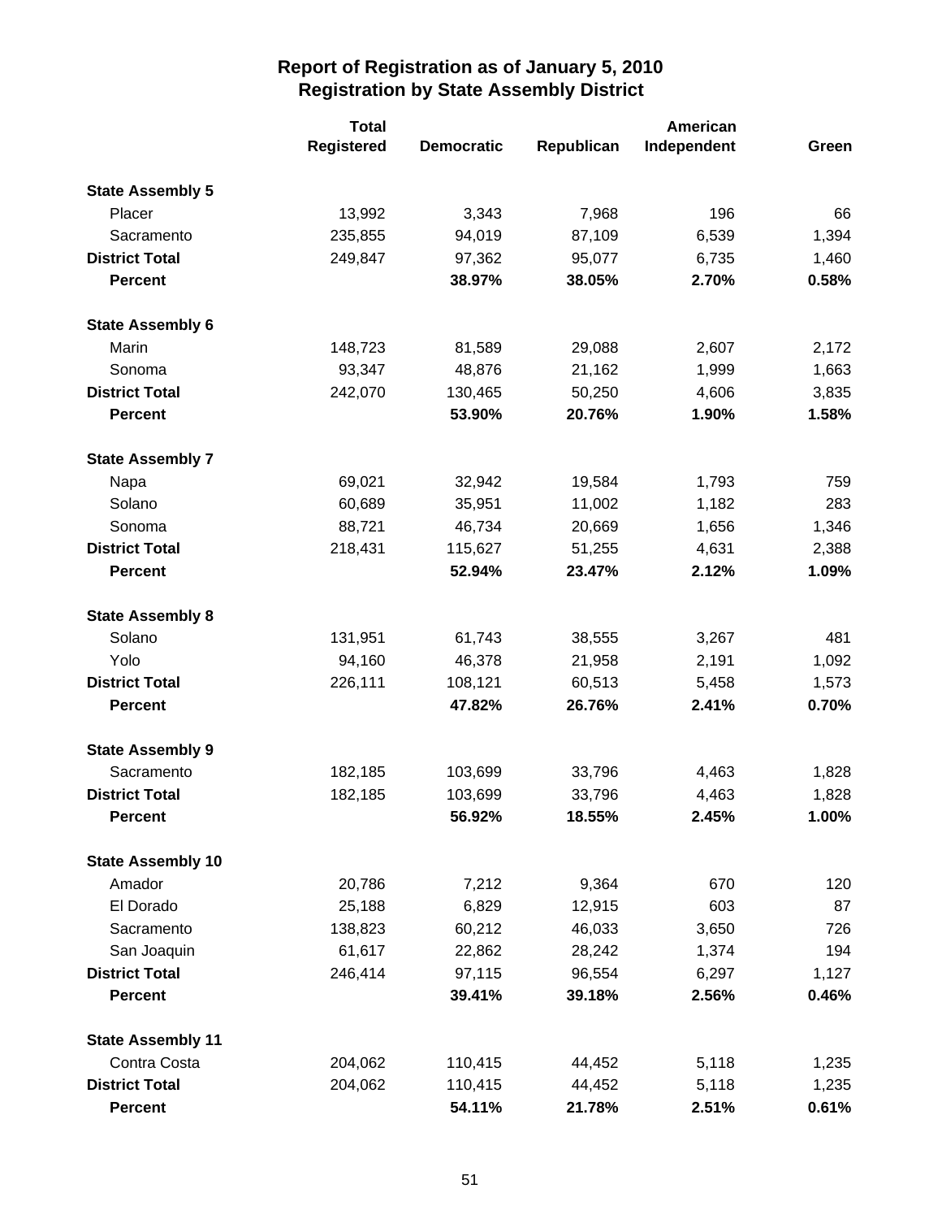# Report of Registration as of January 5, 2010
## Registration by State Assembly District

| | Total Registered | Democratic | Republican | American Independent | Green |
|---|---|---|---|---|---|
| **State Assembly 5** | | | | | |
| Placer | 13,992 | 3,343 | 7,968 | 196 | 66 |
| Sacramento | 235,855 | 94,019 | 87,109 | 6,539 | 1,394 |
| **District Total** | 249,847 | 97,362 | 95,077 | 6,735 | 1,460 |
| **Percent** | | **38.97%** | **38.05%** | **2.70%** | **0.58%** |
| **State Assembly 6** | | | | | |
| Marin | 148,723 | 81,589 | 29,088 | 2,607 | 2,172 |
| Sonoma | 93,347 | 48,876 | 21,162 | 1,999 | 1,663 |
| **District Total** | 242,070 | 130,465 | 50,250 | 4,606 | 3,835 |
| **Percent** | | **53.90%** | **20.76%** | **1.90%** | **1.58%** |
| **State Assembly 7** | | | | | |
| Napa | 69,021 | 32,942 | 19,584 | 1,793 | 759 |
| Solano | 60,689 | 35,951 | 11,002 | 1,182 | 283 |
| Sonoma | 88,721 | 46,734 | 20,669 | 1,656 | 1,346 |
| **District Total** | 218,431 | 115,627 | 51,255 | 4,631 | 2,388 |
| **Percent** | | **52.94%** | **23.47%** | **2.12%** | **1.09%** |
| **State Assembly 8** | | | | | |
| Solano | 131,951 | 61,743 | 38,555 | 3,267 | 481 |
| Yolo | 94,160 | 46,378 | 21,958 | 2,191 | 1,092 |
| **District Total** | 226,111 | 108,121 | 60,513 | 5,458 | 1,573 |
| **Percent** | | **47.82%** | **26.76%** | **2.41%** | **0.70%** |
| **State Assembly 9** | | | | | |
| Sacramento | 182,185 | 103,699 | 33,796 | 4,463 | 1,828 |
| **District Total** | 182,185 | 103,699 | 33,796 | 4,463 | 1,828 |
| **Percent** | | **56.92%** | **18.55%** | **2.45%** | **1.00%** |
| **State Assembly 10** | | | | | |
| Amador | 20,786 | 7,212 | 9,364 | 670 | 120 |
| El Dorado | 25,188 | 6,829 | 12,915 | 603 | 87 |
| Sacramento | 138,823 | 60,212 | 46,033 | 3,650 | 726 |
| San Joaquin | 61,617 | 22,862 | 28,242 | 1,374 | 194 |
| **District Total** | 246,414 | 97,115 | 96,554 | 6,297 | 1,127 |
| **Percent** | | **39.41%** | **39.18%** | **2.56%** | **0.46%** |
| **State Assembly 11** | | | | | |
| Contra Costa | 204,062 | 110,415 | 44,452 | 5,118 | 1,235 |
| **District Total** | 204,062 | 110,415 | 44,452 | 5,118 | 1,235 |
| **Percent** | | **54.11%** | **21.78%** | **2.51%** | **0.61%** |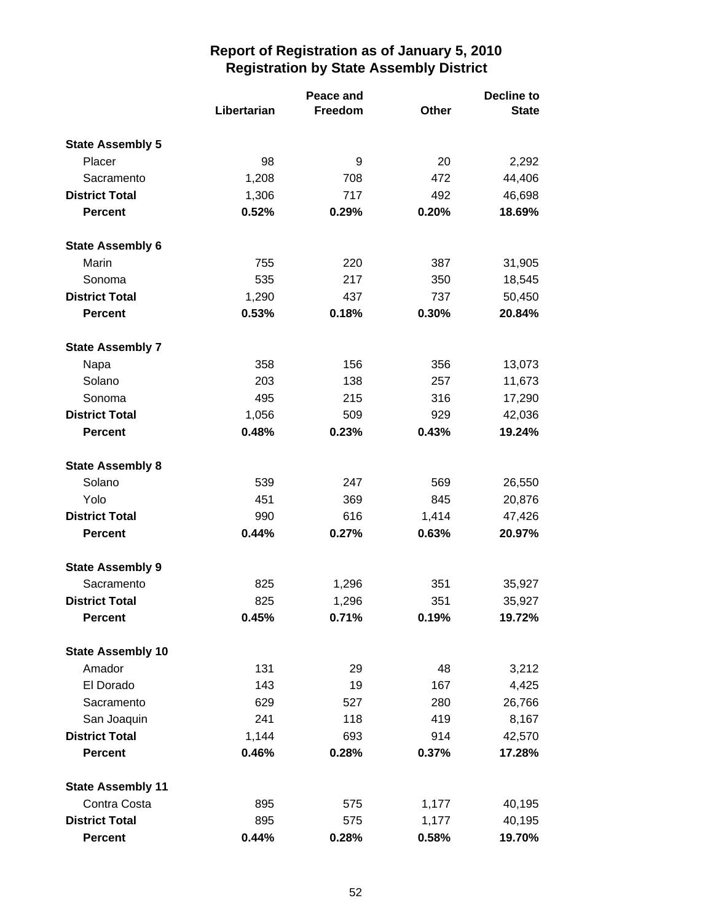# Report of Registration as of January 5, 2010
## Registration by State Assembly District

| | Libertarian | Peace and Freedom | Other | Decline to State |
|---|---|---|---|---|
| **State Assembly 5** | | | | |
| Placer | 98 | 9 | 20 | 2,292 |
| Sacramento | 1,208 | 708 | 472 | 44,406 |
| **District Total** | 1,306 | 717 | 492 | 46,698 |
| **Percent** | **0.52%** | **0.29%** | **0.20%** | **18.69%** |
| **State Assembly 6** | | | | |
| Marin | 755 | 220 | 387 | 31,905 |
| Sonoma | 535 | 217 | 350 | 18,545 |
| **District Total** | 1,290 | 437 | 737 | 50,450 |
| **Percent** | **0.53%** | **0.18%** | **0.30%** | **20.84%** |
| **State Assembly 7** | | | | |
| Napa | 358 | 156 | 356 | 13,073 |
| Solano | 203 | 138 | 257 | 11,673 |
| Sonoma | 495 | 215 | 316 | 17,290 |
| **District Total** | 1,056 | 509 | 929 | 42,036 |
| **Percent** | **0.48%** | **0.23%** | **0.43%** | **19.24%** |
| **State Assembly 8** | | | | |
| Solano | 539 | 247 | 569 | 26,550 |
| Yolo | 451 | 369 | 845 | 20,876 |
| **District Total** | 990 | 616 | 1,414 | 47,426 |
| **Percent** | **0.44%** | **0.27%** | **0.63%** | **20.97%** |
| **State Assembly 9** | | | | |
| Sacramento | 825 | 1,296 | 351 | 35,927 |
| **District Total** | 825 | 1,296 | 351 | 35,927 |
| **Percent** | **0.45%** | **0.71%** | **0.19%** | **19.72%** |
| **State Assembly 10** | | | | |
| Amador | 131 | 29 | 48 | 3,212 |
| El Dorado | 143 | 19 | 167 | 4,425 |
| Sacramento | 629 | 527 | 280 | 26,766 |
| San Joaquin | 241 | 118 | 419 | 8,167 |
| **District Total** | 1,144 | 693 | 914 | 42,570 |
| **Percent** | **0.46%** | **0.28%** | **0.37%** | **17.28%** |
| **State Assembly 11** | | | | |
| Contra Costa | 895 | 575 | 1,177 | 40,195 |
| **District Total** | 895 | 575 | 1,177 | 40,195 |
| **Percent** | **0.44%** | **0.28%** | **0.58%** | **19.70%** |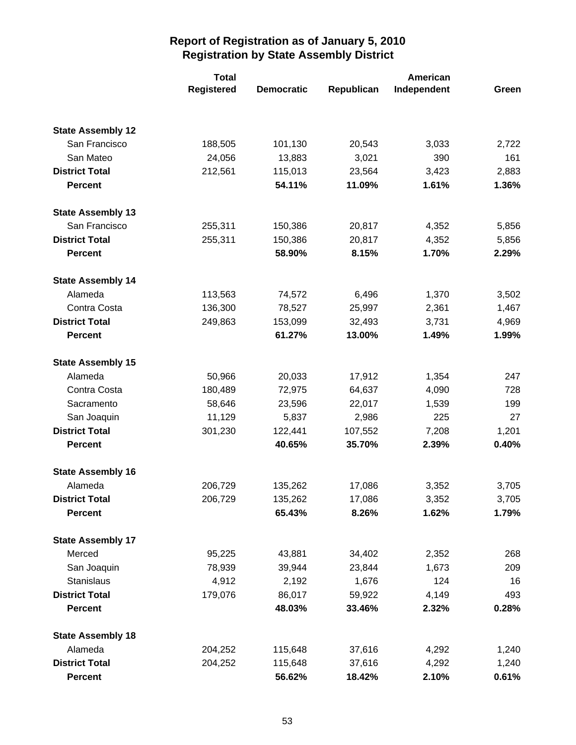# Report of Registration as of January 5, 2010
## Registration by State Assembly District

| | Total Registered | Democratic | Republican | American Independent | Green |
|---|---|---|---|---|---|
| **State Assembly 12** | | | | | |
| San Francisco | 188,505 | 101,130 | 20,543 | 3,033 | 2,722 |
| San Mateo | 24,056 | 13,883 | 3,021 | 390 | 161 |
| **District Total** | 212,561 | 115,013 | 23,564 | 3,423 | 2,883 |
| **Percent** | | **54.11%** | **11.09%** | **1.61%** | **1.36%** |
| **State Assembly 13** | | | | | |
| San Francisco | 255,311 | 150,386 | 20,817 | 4,352 | 5,856 |
| **District Total** | 255,311 | 150,386 | 20,817 | 4,352 | 5,856 |
| **Percent** | | **58.90%** | **8.15%** | **1.70%** | **2.29%** |
| **State Assembly 14** | | | | | |
| Alameda | 113,563 | 74,572 | 6,496 | 1,370 | 3,502 |
| Contra Costa | 136,300 | 78,527 | 25,997 | 2,361 | 1,467 |
| **District Total** | 249,863 | 153,099 | 32,493 | 3,731 | 4,969 |
| **Percent** | | **61.27%** | **13.00%** | **1.49%** | **1.99%** |
| **State Assembly 15** | | | | | |
| Alameda | 50,966 | 20,033 | 17,912 | 1,354 | 247 |
| Contra Costa | 180,489 | 72,975 | 64,637 | 4,090 | 728 |
| Sacramento | 58,646 | 23,596 | 22,017 | 1,539 | 199 |
| San Joaquin | 11,129 | 5,837 | 2,986 | 225 | 27 |
| **District Total** | 301,230 | 122,441 | 107,552 | 7,208 | 1,201 |
| **Percent** | | **40.65%** | **35.70%** | **2.39%** | **0.40%** |
| **State Assembly 16** | | | | | |
| Alameda | 206,729 | 135,262 | 17,086 | 3,352 | 3,705 |
| **District Total** | 206,729 | 135,262 | 17,086 | 3,352 | 3,705 |
| **Percent** | | **65.43%** | **8.26%** | **1.62%** | **1.79%** |
| **State Assembly 17** | | | | | |
| Merced | 95,225 | 43,881 | 34,402 | 2,352 | 268 |
| San Joaquin | 78,939 | 39,944 | 23,844 | 1,673 | 209 |
| Stanislaus | 4,912 | 2,192 | 1,676 | 124 | 16 |
| **District Total** | 179,076 | 86,017 | 59,922 | 4,149 | 493 |
| **Percent** | | **48.03%** | **33.46%** | **2.32%** | **0.28%** |
| **State Assembly 18** | | | | | |
| Alameda | 204,252 | 115,648 | 37,616 | 4,292 | 1,240 |
| **District Total** | 204,252 | 115,648 | 37,616 | 4,292 | 1,240 |
| **Percent** | | **56.62%** | **18.42%** | **2.10%** | **0.61%** |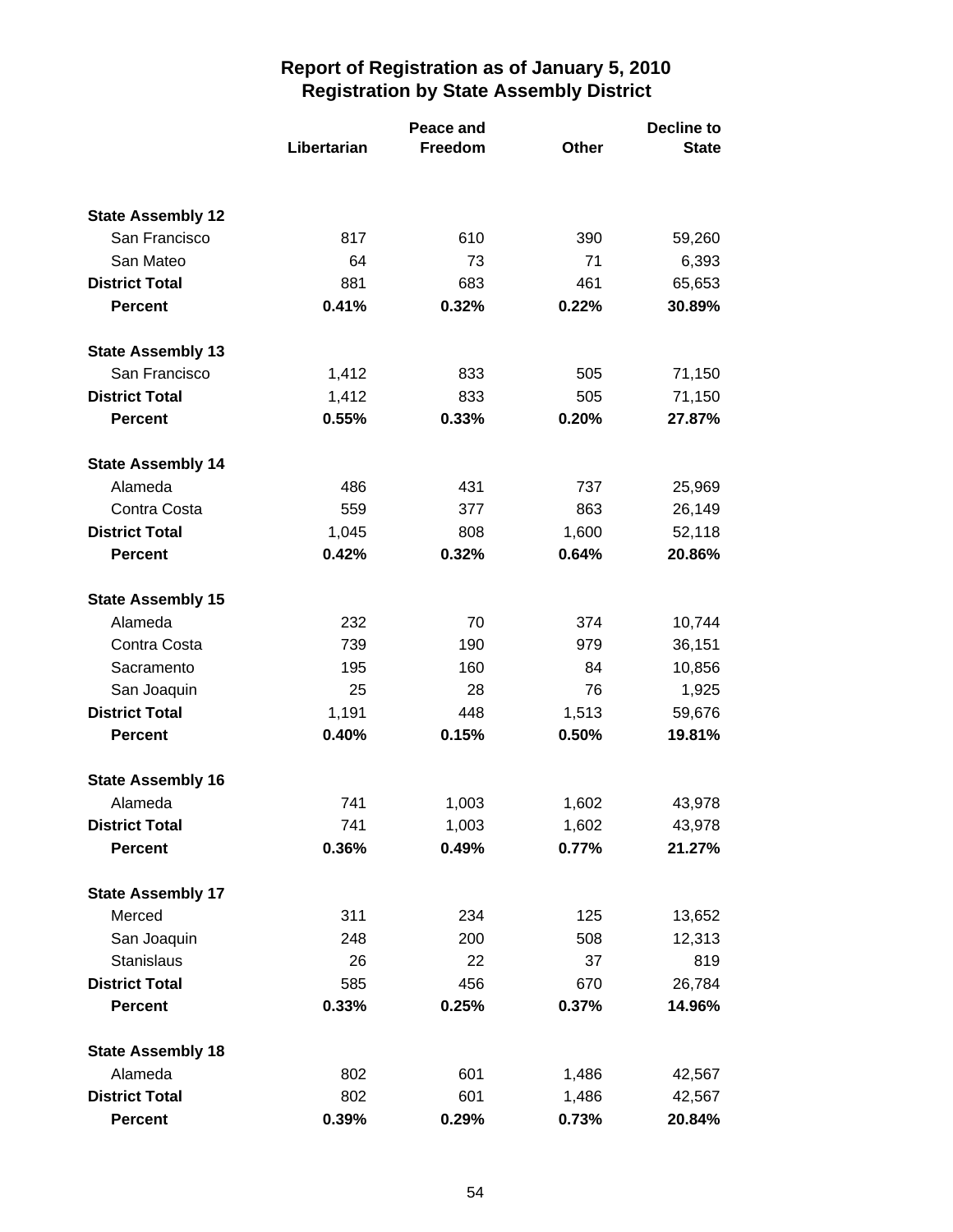# Report of Registration as of January 5, 2010
## Registration by State Assembly District

| | Libertarian | Peace and Freedom | Other | Decline to State |
|---|---|---|---|---|
| **State Assembly 12** | | | | |
| San Francisco | 817 | 610 | 390 | 59,260 |
| San Mateo | 64 | 73 | 71 | 6,393 |
| **District Total** | 881 | 683 | 461 | 65,653 |
| **Percent** | **0.41%** | **0.32%** | **0.22%** | **30.89%** |
| **State Assembly 13** | | | | |
| San Francisco | 1,412 | 833 | 505 | 71,150 |
| **District Total** | 1,412 | 833 | 505 | 71,150 |
| **Percent** | **0.55%** | **0.33%** | **0.20%** | **27.87%** |
| **State Assembly 14** | | | | |
| Alameda | 486 | 431 | 737 | 25,969 |
| Contra Costa | 559 | 377 | 863 | 26,149 |
| **District Total** | 1,045 | 808 | 1,600 | 52,118 |
| **Percent** | **0.42%** | **0.32%** | **0.64%** | **20.86%** |
| **State Assembly 15** | | | | |
| Alameda | 232 | 70 | 374 | 10,744 |
| Contra Costa | 739 | 190 | 979 | 36,151 |
| Sacramento | 195 | 160 | 84 | 10,856 |
| San Joaquin | 25 | 28 | 76 | 1,925 |
| **District Total** | 1,191 | 448 | 1,513 | 59,676 |
| **Percent** | **0.40%** | **0.15%** | **0.50%** | **19.81%** |
| **State Assembly 16** | | | | |
| Alameda | 741 | 1,003 | 1,602 | 43,978 |
| **District Total** | 741 | 1,003 | 1,602 | 43,978 |
| **Percent** | **0.36%** | **0.49%** | **0.77%** | **21.27%** |
| **State Assembly 17** | | | | |
| Merced | 311 | 234 | 125 | 13,652 |
| San Joaquin | 248 | 200 | 508 | 12,313 |
| Stanislaus | 26 | 22 | 37 | 819 |
| **District Total** | 585 | 456 | 670 | 26,784 |
| **Percent** | **0.33%** | **0.25%** | **0.37%** | **14.96%** |
| **State Assembly 18** | | | | |
| Alameda | 802 | 601 | 1,486 | 42,567 |
| **District Total** | 802 | 601 | 1,486 | 42,567 |
| **Percent** | **0.39%** | **0.29%** | **0.73%** | **20.84%** |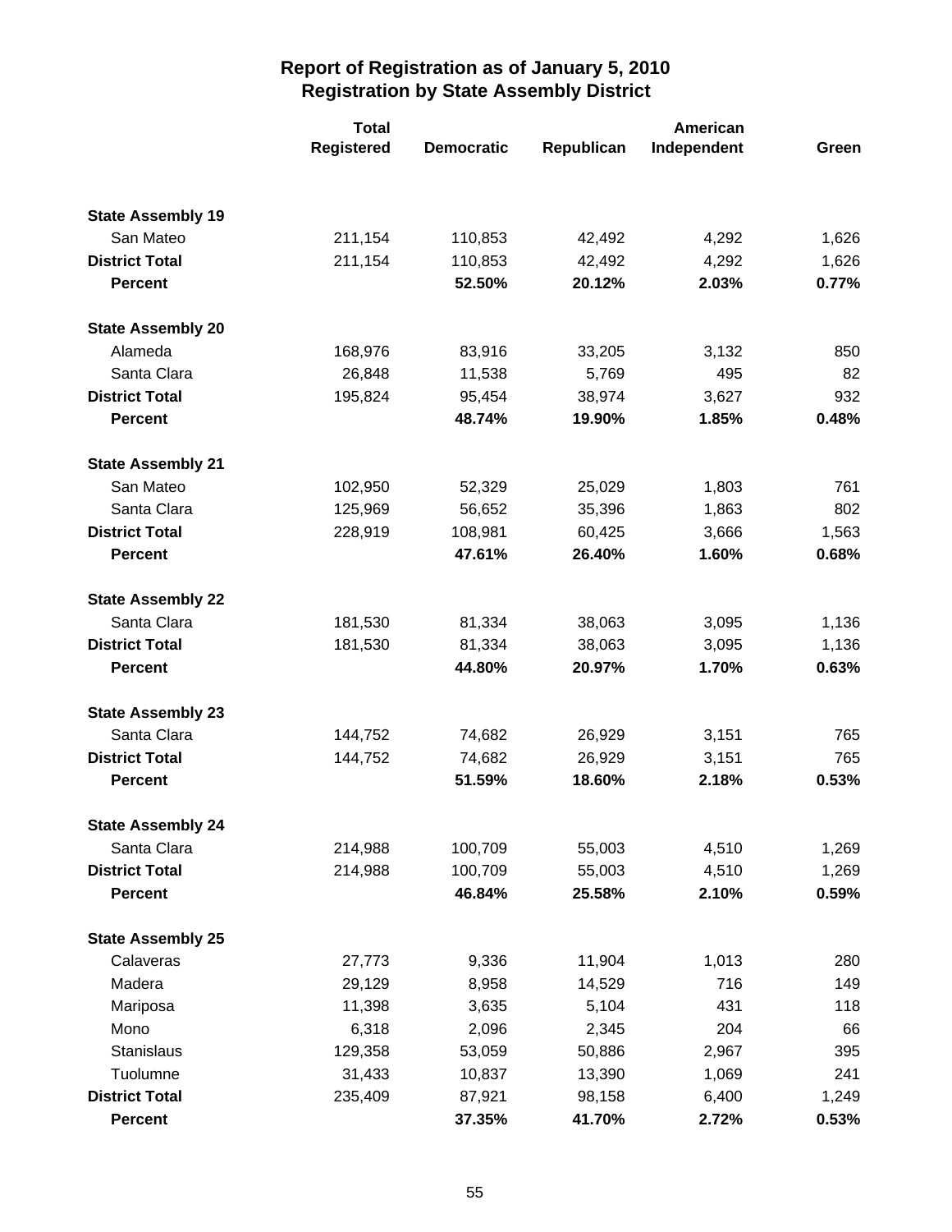# Report of Registration as of January 5, 2010
## Registration by State Assembly District

| | Total Registered | Democratic | Republican | American Independent | Green |
|---|---|---|---|---|---|
| **State Assembly 19** | | | | | |
| San Mateo | 211,154 | 110,853 | 42,492 | 4,292 | 1,626 |
| **District Total** | 211,154 | 110,853 | 42,492 | 4,292 | 1,626 |
| **Percent** | | **52.50%** | **20.12%** | **2.03%** | **0.77%** |
| **State Assembly 20** | | | | | |
| Alameda | 168,976 | 83,916 | 33,205 | 3,132 | 850 |
| Santa Clara | 26,848 | 11,538 | 5,769 | 495 | 82 |
| **District Total** | 195,824 | 95,454 | 38,974 | 3,627 | 932 |
| **Percent** | | **48.74%** | **19.90%** | **1.85%** | **0.48%** |
| **State Assembly 21** | | | | | |
| San Mateo | 102,950 | 52,329 | 25,029 | 1,803 | 761 |
| Santa Clara | 125,969 | 56,652 | 35,396 | 1,863 | 802 |
| **District Total** | 228,919 | 108,981 | 60,425 | 3,666 | 1,563 |
| **Percent** | | **47.61%** | **26.40%** | **1.60%** | **0.68%** |
| **State Assembly 22** | | | | | |
| Santa Clara | 181,530 | 81,334 | 38,063 | 3,095 | 1,136 |
| **District Total** | 181,530 | 81,334 | 38,063 | 3,095 | 1,136 |
| **Percent** | | **44.80%** | **20.97%** | **1.70%** | **0.63%** |
| **State Assembly 23** | | | | | |
| Santa Clara | 144,752 | 74,682 | 26,929 | 3,151 | 765 |
| **District Total** | 144,752 | 74,682 | 26,929 | 3,151 | 765 |
| **Percent** | | **51.59%** | **18.60%** | **2.18%** | **0.53%** |
| **State Assembly 24** | | | | | |
| Santa Clara | 214,988 | 100,709 | 55,003 | 4,510 | 1,269 |
| **District Total** | 214,988 | 100,709 | 55,003 | 4,510 | 1,269 |
| **Percent** | | **46.84%** | **25.58%** | **2.10%** | **0.59%** |
| **State Assembly 25** | | | | | |
| Calaveras | 27,773 | 9,336 | 11,904 | 1,013 | 280 |
| Madera | 29,129 | 8,958 | 14,529 | 716 | 149 |
| Mariposa | 11,398 | 3,635 | 5,104 | 431 | 118 |
| Mono | 6,318 | 2,096 | 2,345 | 204 | 66 |
| Stanislaus | 129,358 | 53,059 | 50,886 | 2,967 | 395 |
| Tuolumne | 31,433 | 10,837 | 13,390 | 1,069 | 241 |
| **District Total** | 235,409 | 87,921 | 98,158 | 6,400 | 1,249 |
| **Percent** | | **37.35%** | **41.70%** | **2.72%** | **0.53%** |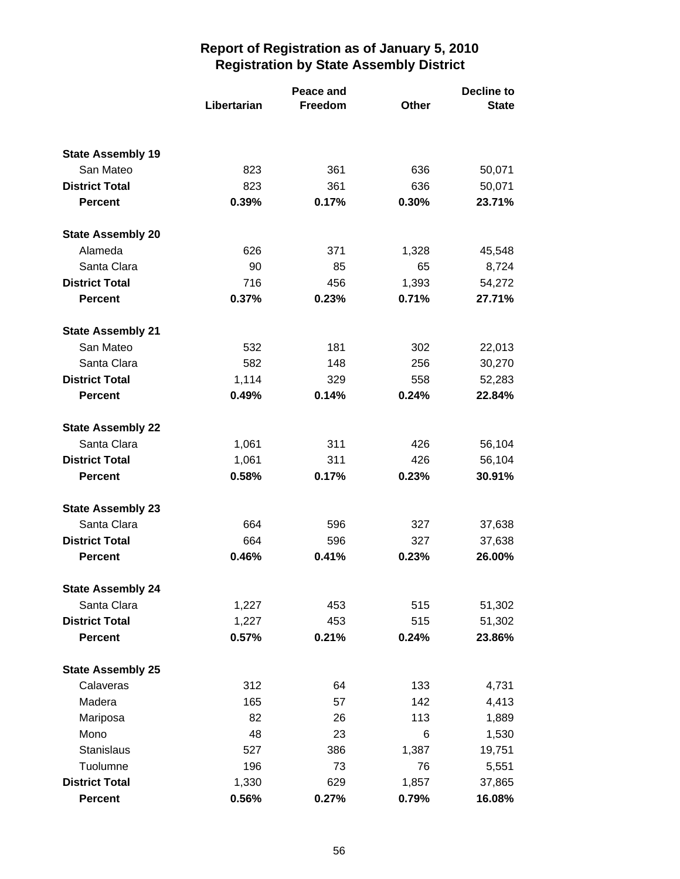# Report of Registration as of January 5, 2010
## Registration by State Assembly District

| | Libertarian | Peace and Freedom | Other | Decline to State |
|---|---|---|---|---|
| **State Assembly 19** | | | | |
| San Mateo | 823 | 361 | 636 | 50,071 |
| **District Total** | 823 | 361 | 636 | 50,071 |
| **Percent** | **0.39%** | **0.17%** | **0.30%** | **23.71%** |
| **State Assembly 20** | | | | |
| Alameda | 626 | 371 | 1,328 | 45,548 |
| Santa Clara | 90 | 85 | 65 | 8,724 |
| **District Total** | 716 | 456 | 1,393 | 54,272 |
| **Percent** | **0.37%** | **0.23%** | **0.71%** | **27.71%** |
| **State Assembly 21** | | | | |
| San Mateo | 532 | 181 | 302 | 22,013 |
| Santa Clara | 582 | 148 | 256 | 30,270 |
| **District Total** | 1,114 | 329 | 558 | 52,283 |
| **Percent** | **0.49%** | **0.14%** | **0.24%** | **22.84%** |
| **State Assembly 22** | | | | |
| Santa Clara | 1,061 | 311 | 426 | 56,104 |
| **District Total** | 1,061 | 311 | 426 | 56,104 |
| **Percent** | **0.58%** | **0.17%** | **0.23%** | **30.91%** |
| **State Assembly 23** | | | | |
| Santa Clara | 664 | 596 | 327 | 37,638 |
| **District Total** | 664 | 596 | 327 | 37,638 |
| **Percent** | **0.46%** | **0.41%** | **0.23%** | **26.00%** |
| **State Assembly 24** | | | | |
| Santa Clara | 1,227 | 453 | 515 | 51,302 |
| **District Total** | 1,227 | 453 | 515 | 51,302 |
| **Percent** | **0.57%** | **0.21%** | **0.24%** | **23.86%** |
| **State Assembly 25** | | | | |
| Calaveras | 312 | 64 | 133 | 4,731 |
| Madera | 165 | 57 | 142 | 4,413 |
| Mariposa | 82 | 26 | 113 | 1,889 |
| Mono | 48 | 23 | 6 | 1,530 |
| Stanislaus | 527 | 386 | 1,387 | 19,751 |
| Tuolumne | 196 | 73 | 76 | 5,551 |
| **District Total** | 1,330 | 629 | 1,857 | 37,865 |
| **Percent** | **0.56%** | **0.27%** | **0.79%** | **16.08%** |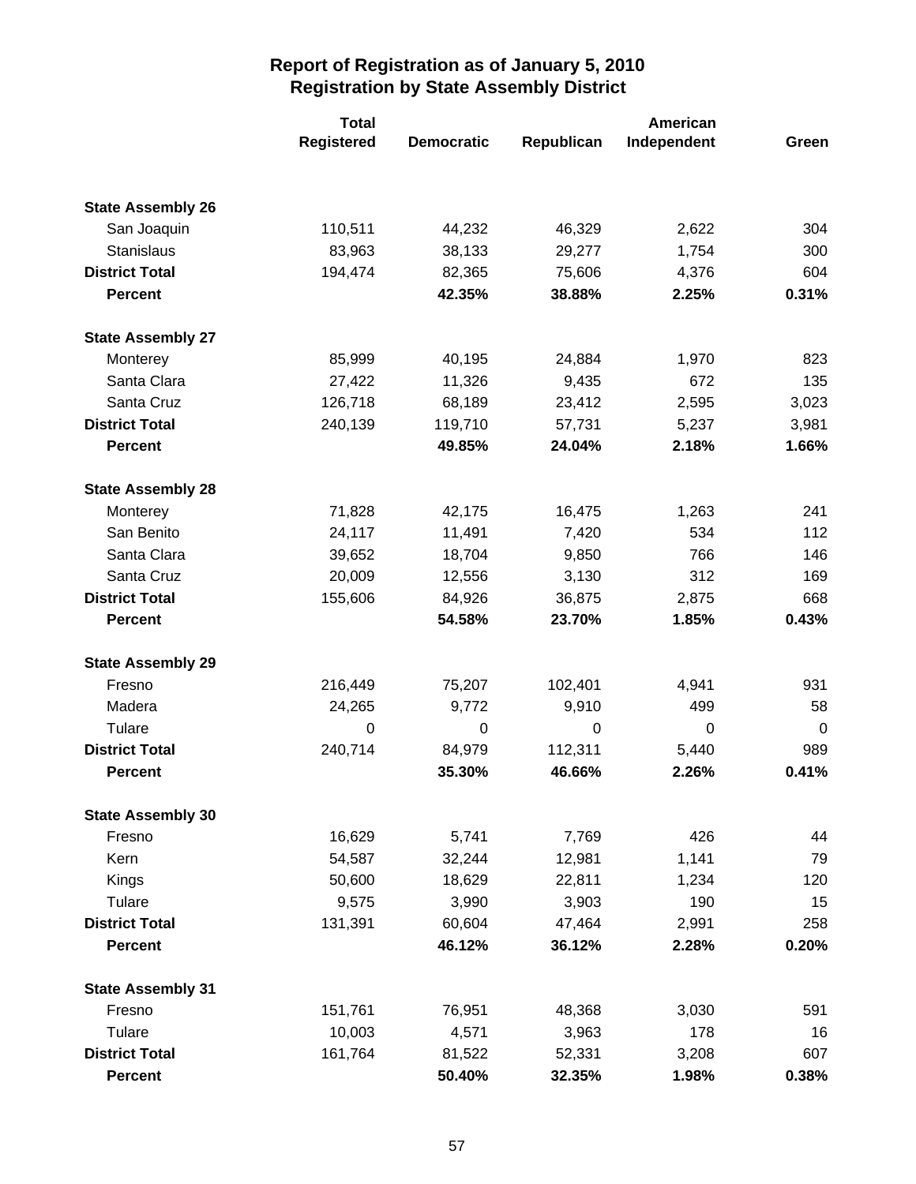# Report of Registration as of January 5, 2010
## Registration by State Assembly District

| | Total Registered | Democratic | Republican | American Independent | Green |
|---|---|---|---|---|---|
| **State Assembly 26** | | | | | |
| San Joaquin | 110,511 | 44,232 | 46,329 | 2,622 | 304 |
| Stanislaus | 83,963 | 38,133 | 29,277 | 1,754 | 300 |
| **District Total** | 194,474 | 82,365 | 75,606 | 4,376 | 604 |
| **Percent** | | **42.35%** | **38.88%** | **2.25%** | **0.31%** |
| **State Assembly 27** | | | | | |
| Monterey | 85,999 | 40,195 | 24,884 | 1,970 | 823 |
| Santa Clara | 27,422 | 11,326 | 9,435 | 672 | 135 |
| Santa Cruz | 126,718 | 68,189 | 23,412 | 2,595 | 3,023 |
| **District Total** | 240,139 | 119,710 | 57,731 | 5,237 | 3,981 |
| **Percent** | | **49.85%** | **24.04%** | **2.18%** | **1.66%** |
| **State Assembly 28** | | | | | |
| Monterey | 71,828 | 42,175 | 16,475 | 1,263 | 241 |
| San Benito | 24,117 | 11,491 | 7,420 | 534 | 112 |
| Santa Clara | 39,652 | 18,704 | 9,850 | 766 | 146 |
| Santa Cruz | 20,009 | 12,556 | 3,130 | 312 | 169 |
| **District Total** | 155,606 | 84,926 | 36,875 | 2,875 | 668 |
| **Percent** | | **54.58%** | **23.70%** | **1.85%** | **0.43%** |
| **State Assembly 29** | | | | | |
| Fresno | 216,449 | 75,207 | 102,401 | 4,941 | 931 |
| Madera | 24,265 | 9,772 | 9,910 | 499 | 58 |
| Tulare | 0 | 0 | 0 | 0 | 0 |
| **District Total** | 240,714 | 84,979 | 112,311 | 5,440 | 989 |
| **Percent** | | **35.30%** | **46.66%** | **2.26%** | **0.41%** |
| **State Assembly 30** | | | | | |
| Fresno | 16,629 | 5,741 | 7,769 | 426 | 44 |
| Kern | 54,587 | 32,244 | 12,981 | 1,141 | 79 |
| Kings | 50,600 | 18,629 | 22,811 | 1,234 | 120 |
| Tulare | 9,575 | 3,990 | 3,903 | 190 | 15 |
| **District Total** | 131,391 | 60,604 | 47,464 | 2,991 | 258 |
| **Percent** | | **46.12%** | **36.12%** | **2.28%** | **0.20%** |
| **State Assembly 31** | | | | | |
| Fresno | 151,761 | 76,951 | 48,368 | 3,030 | 591 |
| Tulare | 10,003 | 4,571 | 3,963 | 178 | 16 |
| **District Total** | 161,764 | 81,522 | 52,331 | 3,208 | 607 |
| **Percent** | | **50.40%** | **32.35%** | **1.98%** | **0.38%** |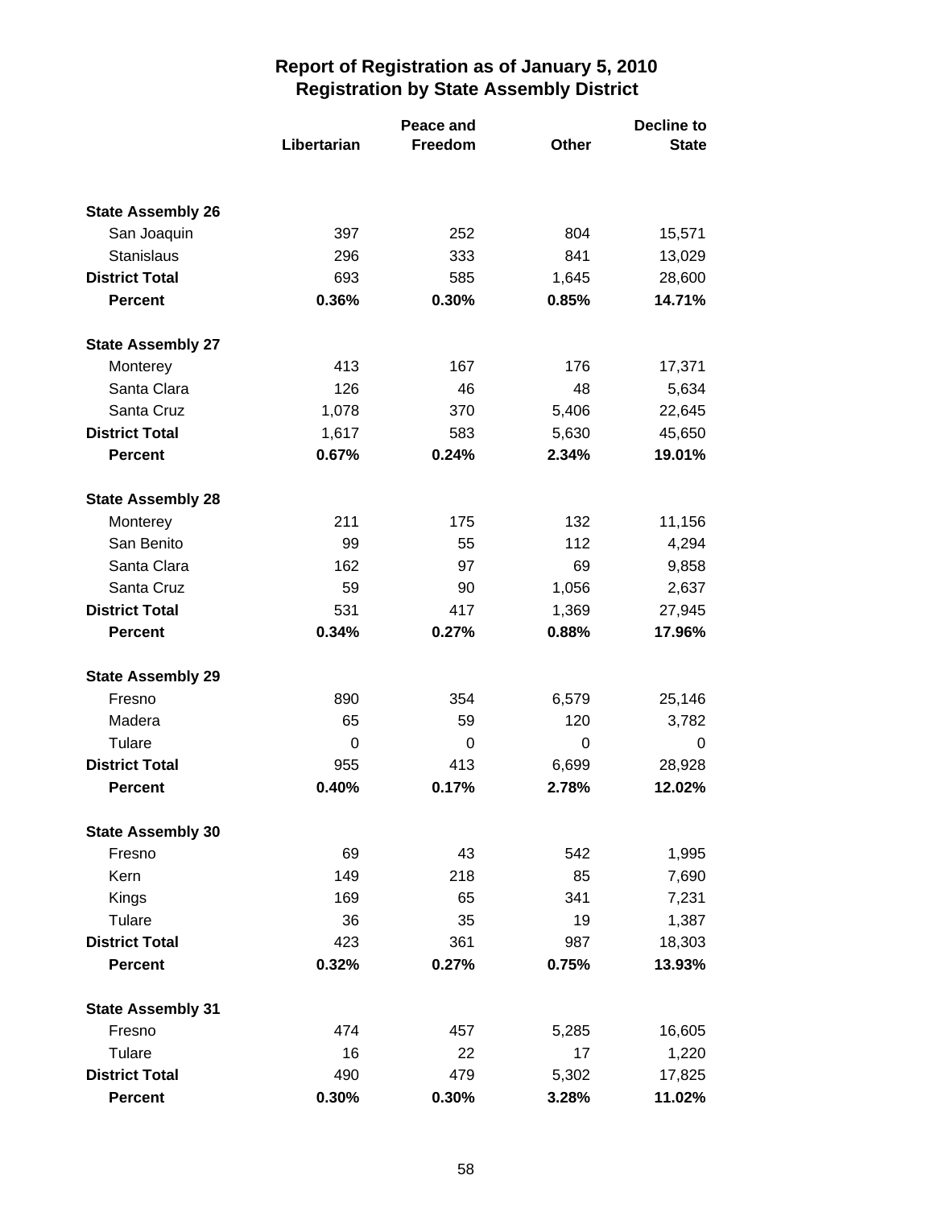## Report of Registration as of January 5, 2010
## Registration by State Assembly District

| | Libertarian | Peace and Freedom | Other | Decline to State |
|---|---|---|---|---|
| **State Assembly 26** | | | | |
| San Joaquin | 397 | 252 | 804 | 15,571 |
| Stanislaus | 296 | 333 | 841 | 13,029 |
| **District Total** | 693 | 585 | 1,645 | 28,600 |
| **Percent** | **0.36%** | **0.30%** | **0.85%** | **14.71%** |
| **State Assembly 27** | | | | |
| Monterey | 413 | 167 | 176 | 17,371 |
| Santa Clara | 126 | 46 | 48 | 5,634 |
| Santa Cruz | 1,078 | 370 | 5,406 | 22,645 |
| **District Total** | 1,617 | 583 | 5,630 | 45,650 |
| **Percent** | **0.67%** | **0.24%** | **2.34%** | **19.01%** |
| **State Assembly 28** | | | | |
| Monterey | 211 | 175 | 132 | 11,156 |
| San Benito | 99 | 55 | 112 | 4,294 |
| Santa Clara | 162 | 97 | 69 | 9,858 |
| Santa Cruz | 59 | 90 | 1,056 | 2,637 |
| **District Total** | 531 | 417 | 1,369 | 27,945 |
| **Percent** | **0.34%** | **0.27%** | **0.88%** | **17.96%** |
| **State Assembly 29** | | | | |
| Fresno | 890 | 354 | 6,579 | 25,146 |
| Madera | 65 | 59 | 120 | 3,782 |
| Tulare | 0 | 0 | 0 | 0 |
| **District Total** | 955 | 413 | 6,699 | 28,928 |
| **Percent** | **0.40%** | **0.17%** | **2.78%** | **12.02%** |
| **State Assembly 30** | | | | |
| Fresno | 69 | 43 | 542 | 1,995 |
| Kern | 149 | 218 | 85 | 7,690 |
| Kings | 169 | 65 | 341 | 7,231 |
| Tulare | 36 | 35 | 19 | 1,387 |
| **District Total** | 423 | 361 | 987 | 18,303 |
| **Percent** | **0.32%** | **0.27%** | **0.75%** | **13.93%** |
| **State Assembly 31** | | | | |
| Fresno | 474 | 457 | 5,285 | 16,605 |
| Tulare | 16 | 22 | 17 | 1,220 |
| **District Total** | 490 | 479 | 5,302 | 17,825 |
| **Percent** | **0.30%** | **0.30%** | **3.28%** | **11.02%** |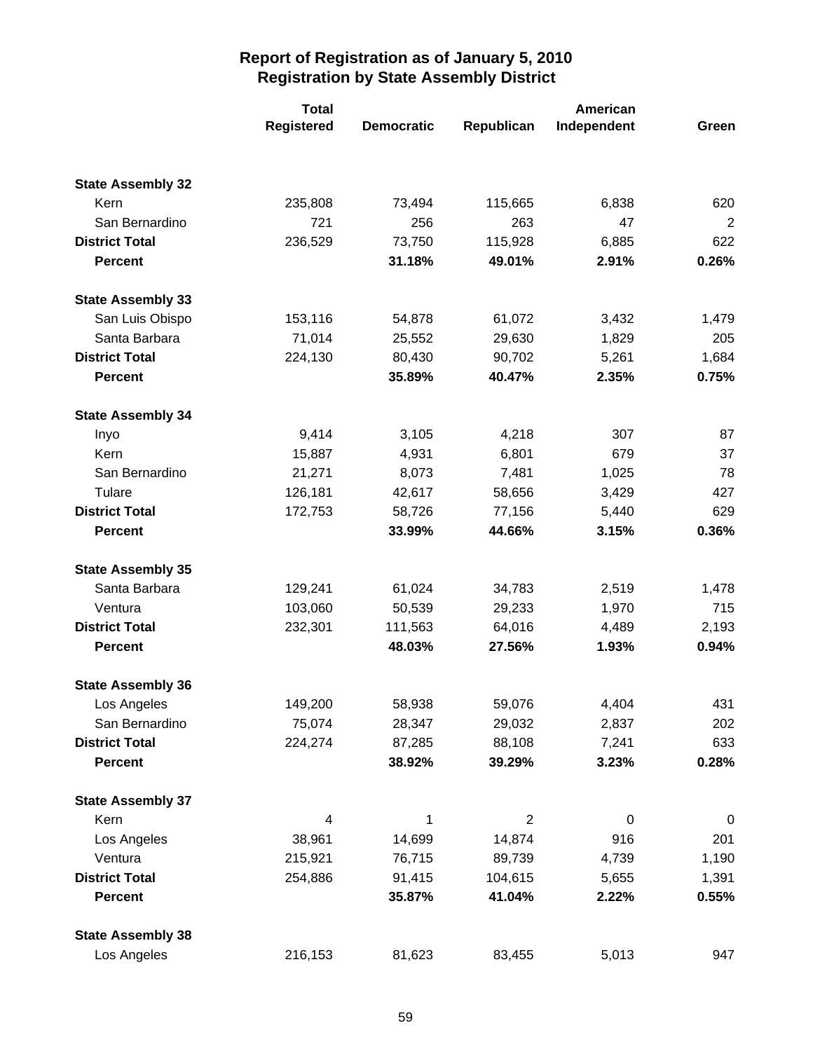# Report of Registration as of January 5, 2010
## Registration by State Assembly District

| | Total Registered | Democratic | Republican | American Independent | Green |
|---|---|---|---|---|---|
| **State Assembly 32** | | | | | |
| Kern | 235,808 | 73,494 | 115,665 | 6,838 | 620 |
| San Bernardino | 721 | 256 | 263 | 47 | 2 |
| **District Total** | 236,529 | 73,750 | 115,928 | 6,885 | 622 |
| **Percent** | | **31.18%** | **49.01%** | **2.91%** | **0.26%** |
| **State Assembly 33** | | | | | |
| San Luis Obispo | 153,116 | 54,878 | 61,072 | 3,432 | 1,479 |
| Santa Barbara | 71,014 | 25,552 | 29,630 | 1,829 | 205 |
| **District Total** | 224,130 | 80,430 | 90,702 | 5,261 | 1,684 |
| **Percent** | | **35.89%** | **40.47%** | **2.35%** | **0.75%** |
| **State Assembly 34** | | | | | |
| Inyo | 9,414 | 3,105 | 4,218 | 307 | 87 |
| Kern | 15,887 | 4,931 | 6,801 | 679 | 37 |
| San Bernardino | 21,271 | 8,073 | 7,481 | 1,025 | 78 |
| Tulare | 126,181 | 42,617 | 58,656 | 3,429 | 427 |
| **District Total** | 172,753 | 58,726 | 77,156 | 5,440 | 629 |
| **Percent** | | **33.99%** | **44.66%** | **3.15%** | **0.36%** |
| **State Assembly 35** | | | | | |
| Santa Barbara | 129,241 | 61,024 | 34,783 | 2,519 | 1,478 |
| Ventura | 103,060 | 50,539 | 29,233 | 1,970 | 715 |
| **District Total** | 232,301 | 111,563 | 64,016 | 4,489 | 2,193 |
| **Percent** | | **48.03%** | **27.56%** | **1.93%** | **0.94%** |
| **State Assembly 36** | | | | | |
| Los Angeles | 149,200 | 58,938 | 59,076 | 4,404 | 431 |
| San Bernardino | 75,074 | 28,347 | 29,032 | 2,837 | 202 |
| **District Total** | 224,274 | 87,285 | 88,108 | 7,241 | 633 |
| **Percent** | | **38.92%** | **39.29%** | **3.23%** | **0.28%** |
| **State Assembly 37** | | | | | |
| Kern | 4 | 1 | 2 | 0 | 0 |
| Los Angeles | 38,961 | 14,699 | 14,874 | 916 | 201 |
| Ventura | 215,921 | 76,715 | 89,739 | 4,739 | 1,190 |
| **District Total** | 254,886 | 91,415 | 104,615 | 5,655 | 1,391 |
| **Percent** | | **35.87%** | **41.04%** | **2.22%** | **0.55%** |
| **State Assembly 38** | | | | | |
| Los Angeles | 216,153 | 81,623 | 83,455 | 5,013 | 947 |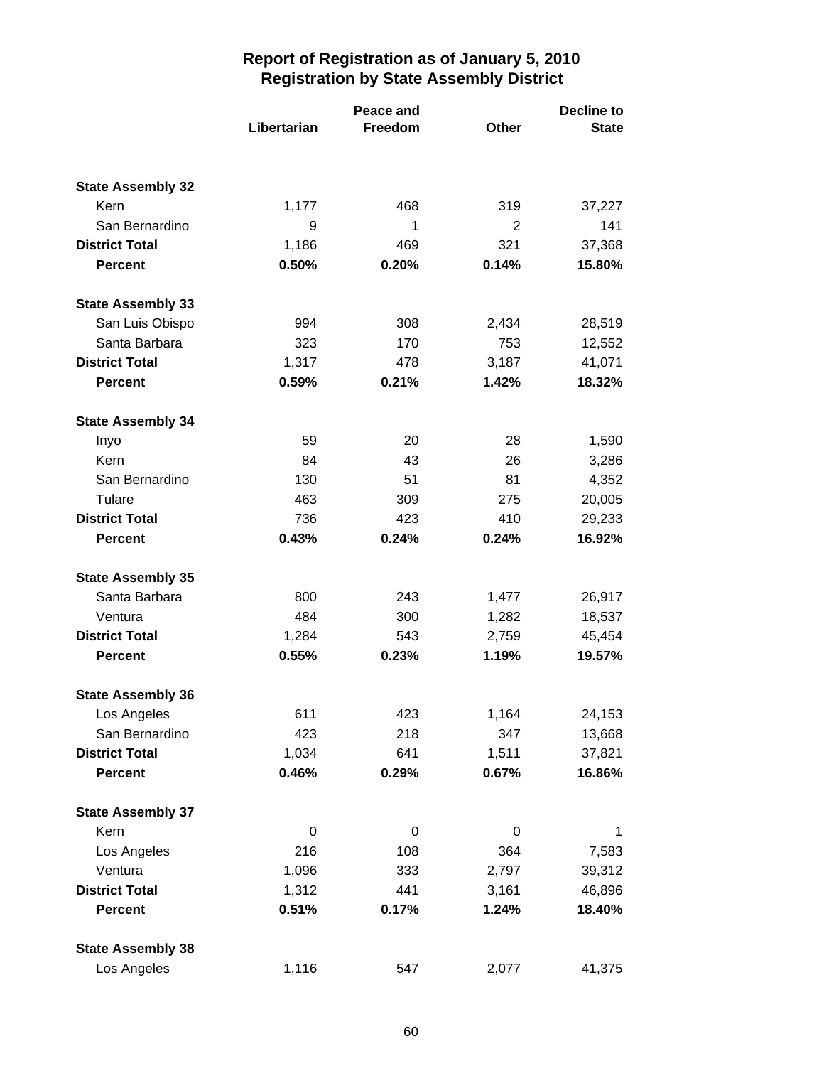# Report of Registration as of January 5, 2010
## Registration by State Assembly District

| | Libertarian | Peace and Freedom | Other | Decline to State |
|---|---|---|---|---|
| **State Assembly 32** | | | | |
| Kern | 1,177 | 468 | 319 | 37,227 |
| San Bernardino | 9 | 1 | 2 | 141 |
| **District Total** | 1,186 | 469 | 321 | 37,368 |
| **Percent** | **0.50%** | **0.20%** | **0.14%** | **15.80%** |
| **State Assembly 33** | | | | |
| San Luis Obispo | 994 | 308 | 2,434 | 28,519 |
| Santa Barbara | 323 | 170 | 753 | 12,552 |
| **District Total** | 1,317 | 478 | 3,187 | 41,071 |
| **Percent** | **0.59%** | **0.21%** | **1.42%** | **18.32%** |
| **State Assembly 34** | | | | |
| Inyo | 59 | 20 | 28 | 1,590 |
| Kern | 84 | 43 | 26 | 3,286 |
| San Bernardino | 130 | 51 | 81 | 4,352 |
| Tulare | 463 | 309 | 275 | 20,005 |
| **District Total** | 736 | 423 | 410 | 29,233 |
| **Percent** | **0.43%** | **0.24%** | **0.24%** | **16.92%** |
| **State Assembly 35** | | | | |
| Santa Barbara | 800 | 243 | 1,477 | 26,917 |
| Ventura | 484 | 300 | 1,282 | 18,537 |
| **District Total** | 1,284 | 543 | 2,759 | 45,454 |
| **Percent** | **0.55%** | **0.23%** | **1.19%** | **19.57%** |
| **State Assembly 36** | | | | |
| Los Angeles | 611 | 423 | 1,164 | 24,153 |
| San Bernardino | 423 | 218 | 347 | 13,668 |
| **District Total** | 1,034 | 641 | 1,511 | 37,821 |
| **Percent** | **0.46%** | **0.29%** | **0.67%** | **16.86%** |
| **State Assembly 37** | | | | |
| Kern | 0 | 0 | 0 | 1 |
| Los Angeles | 216 | 108 | 364 | 7,583 |
| Ventura | 1,096 | 333 | 2,797 | 39,312 |
| **District Total** | 1,312 | 441 | 3,161 | 46,896 |
| **Percent** | **0.51%** | **0.17%** | **1.24%** | **18.40%** |
| **State Assembly 38** | | | | |
| Los Angeles | 1,116 | 547 | 2,077 | 41,375 |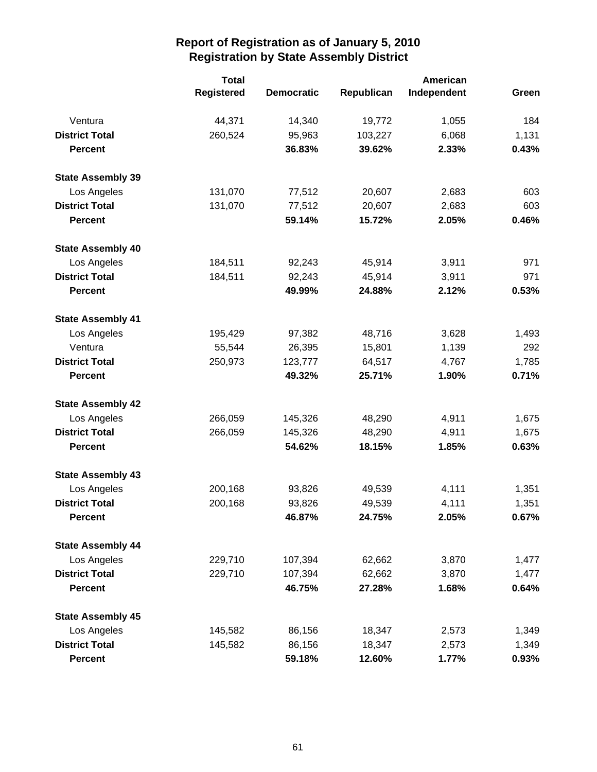# Report of Registration as of January 5, 2010
## Registration by State Assembly District

| | Total Registered | Democratic | Republican | American Independent | Green |
|---|---|---|---|---|---|
| Ventura | 44,371 | 14,340 | 19,772 | 1,055 | 184 |
| **District Total** | 260,524 | 95,963 | 103,227 | 6,068 | 1,131 |
| **Percent** | | **36.83%** | **39.62%** | **2.33%** | **0.43%** |
| **State Assembly 39** | | | | | |
| Los Angeles | 131,070 | 77,512 | 20,607 | 2,683 | 603 |
| **District Total** | 131,070 | 77,512 | 20,607 | 2,683 | 603 |
| **Percent** | | **59.14%** | **15.72%** | **2.05%** | **0.46%** |
| **State Assembly 40** | | | | | |
| Los Angeles | 184,511 | 92,243 | 45,914 | 3,911 | 971 |
| **District Total** | 184,511 | 92,243 | 45,914 | 3,911 | 971 |
| **Percent** | | **49.99%** | **24.88%** | **2.12%** | **0.53%** |
| **State Assembly 41** | | | | | |
| Los Angeles | 195,429 | 97,382 | 48,716 | 3,628 | 1,493 |
| Ventura | 55,544 | 26,395 | 15,801 | 1,139 | 292 |
| **District Total** | 250,973 | 123,777 | 64,517 | 4,767 | 1,785 |
| **Percent** | | **49.32%** | **25.71%** | **1.90%** | **0.71%** |
| **State Assembly 42** | | | | | |
| Los Angeles | 266,059 | 145,326 | 48,290 | 4,911 | 1,675 |
| **District Total** | 266,059 | 145,326 | 48,290 | 4,911 | 1,675 |
| **Percent** | | **54.62%** | **18.15%** | **1.85%** | **0.63%** |
| **State Assembly 43** | | | | | |
| Los Angeles | 200,168 | 93,826 | 49,539 | 4,111 | 1,351 |
| **District Total** | 200,168 | 93,826 | 49,539 | 4,111 | 1,351 |
| **Percent** | | **46.87%** | **24.75%** | **2.05%** | **0.67%** |
| **State Assembly 44** | | | | | |
| Los Angeles | 229,710 | 107,394 | 62,662 | 3,870 | 1,477 |
| **District Total** | 229,710 | 107,394 | 62,662 | 3,870 | 1,477 |
| **Percent** | | **46.75%** | **27.28%** | **1.68%** | **0.64%** |
| **State Assembly 45** | | | | | |
| Los Angeles | 145,582 | 86,156 | 18,347 | 2,573 | 1,349 |
| **District Total** | 145,582 | 86,156 | 18,347 | 2,573 | 1,349 |
| **Percent** | | **59.18%** | **12.60%** | **1.77%** | **0.93%** |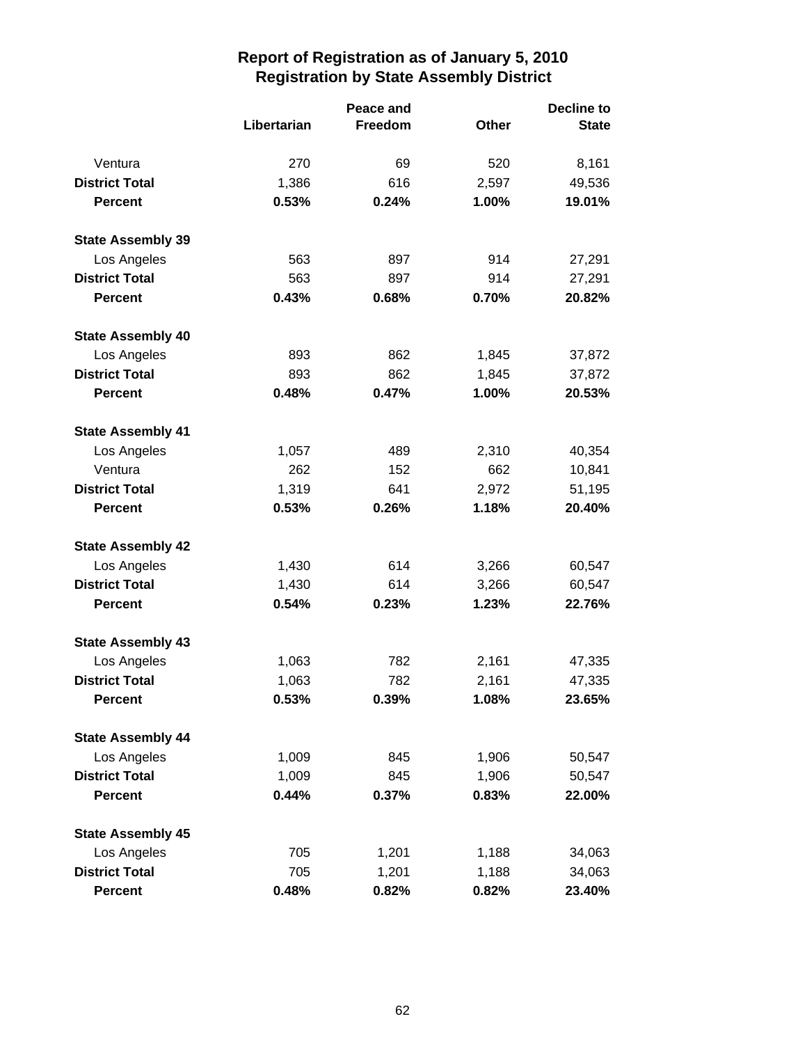## Report of Registration as of January 5, 2010
## Registration by State Assembly District

| | Libertarian | Peace and Freedom | Other | Decline to State |
|---|---|---|---|---|
| Ventura | 270 | 69 | 520 | 8,161 |
| **District Total** | 1,386 | 616 | 2,597 | 49,536 |
| **Percent** | **0.53%** | **0.24%** | **1.00%** | **19.01%** |
| **State Assembly 39** | | | | |
| Los Angeles | 563 | 897 | 914 | 27,291 |
| **District Total** | 563 | 897 | 914 | 27,291 |
| **Percent** | **0.43%** | **0.68%** | **0.70%** | **20.82%** |
| **State Assembly 40** | | | | |
| Los Angeles | 893 | 862 | 1,845 | 37,872 |
| **District Total** | 893 | 862 | 1,845 | 37,872 |
| **Percent** | **0.48%** | **0.47%** | **1.00%** | **20.53%** |
| **State Assembly 41** | | | | |
| Los Angeles | 1,057 | 489 | 2,310 | 40,354 |
| Ventura | 262 | 152 | 662 | 10,841 |
| **District Total** | 1,319 | 641 | 2,972 | 51,195 |
| **Percent** | **0.53%** | **0.26%** | **1.18%** | **20.40%** |
| **State Assembly 42** | | | | |
| Los Angeles | 1,430 | 614 | 3,266 | 60,547 |
| **District Total** | 1,430 | 614 | 3,266 | 60,547 |
| **Percent** | **0.54%** | **0.23%** | **1.23%** | **22.76%** |
| **State Assembly 43** | | | | |
| Los Angeles | 1,063 | 782 | 2,161 | 47,335 |
| **District Total** | 1,063 | 782 | 2,161 | 47,335 |
| **Percent** | **0.53%** | **0.39%** | **1.08%** | **23.65%** |
| **State Assembly 44** | | | | |
| Los Angeles | 1,009 | 845 | 1,906 | 50,547 |
| **District Total** | 1,009 | 845 | 1,906 | 50,547 |
| **Percent** | **0.44%** | **0.37%** | **0.83%** | **22.00%** |
| **State Assembly 45** | | | | |
| Los Angeles | 705 | 1,201 | 1,188 | 34,063 |
| **District Total** | 705 | 1,201 | 1,188 | 34,063 |
| **Percent** | **0.48%** | **0.82%** | **0.82%** | **23.40%** |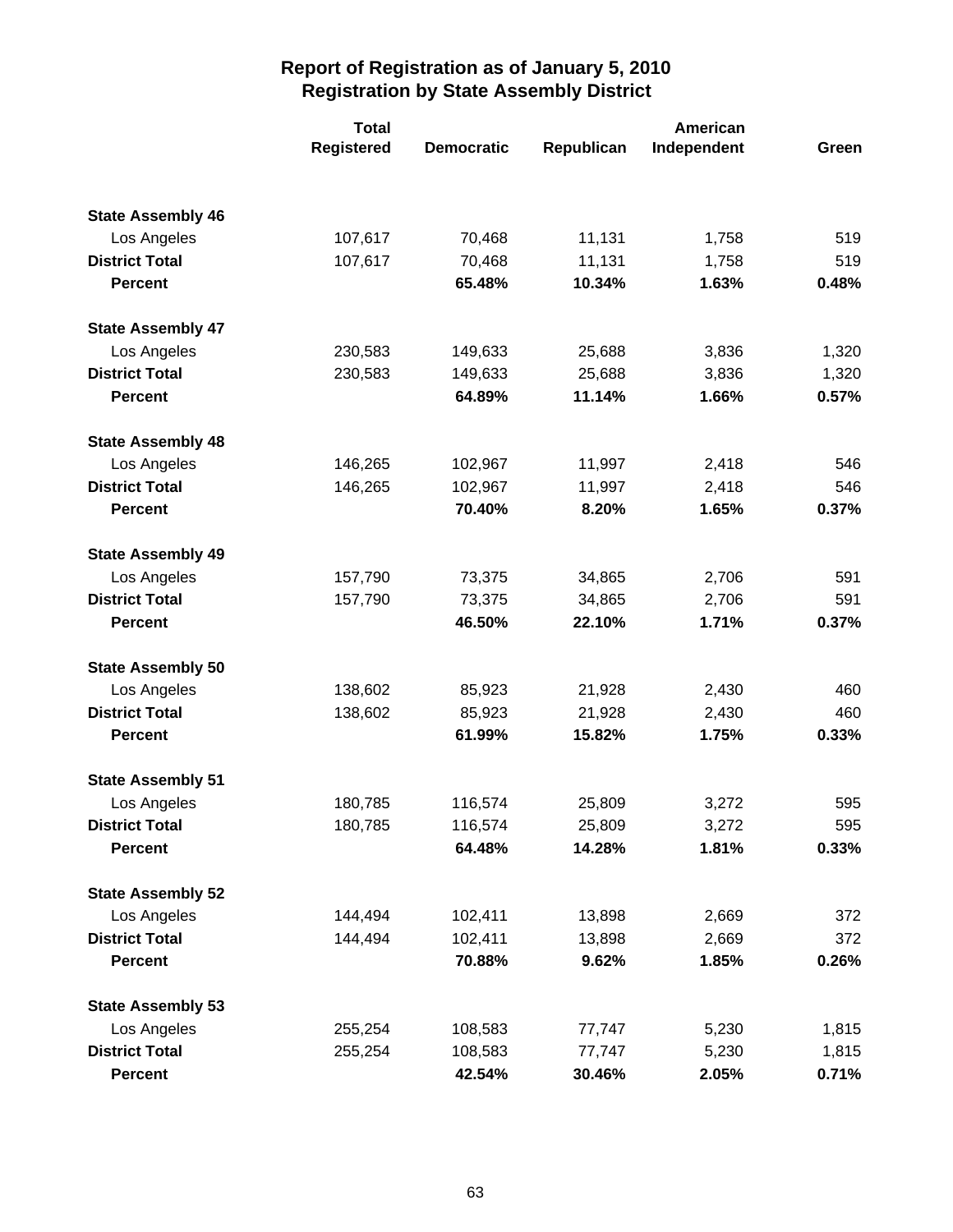# Report of Registration as of January 5, 2010
## Registration by State Assembly District

| | Total Registered | Democratic | Republican | American Independent | Green |
|---|---|---|---|---|---|
| **State Assembly 46** | | | | | |
| Los Angeles | 107,617 | 70,468 | 11,131 | 1,758 | 519 |
| **District Total** | 107,617 | 70,468 | 11,131 | 1,758 | 519 |
| **Percent** | | **65.48%** | **10.34%** | **1.63%** | **0.48%** |
| **State Assembly 47** | | | | | |
| Los Angeles | 230,583 | 149,633 | 25,688 | 3,836 | 1,320 |
| **District Total** | 230,583 | 149,633 | 25,688 | 3,836 | 1,320 |
| **Percent** | | **64.89%** | **11.14%** | **1.66%** | **0.57%** |
| **State Assembly 48** | | | | | |
| Los Angeles | 146,265 | 102,967 | 11,997 | 2,418 | 546 |
| **District Total** | 146,265 | 102,967 | 11,997 | 2,418 | 546 |
| **Percent** | | **70.40%** | **8.20%** | **1.65%** | **0.37%** |
| **State Assembly 49** | | | | | |
| Los Angeles | 157,790 | 73,375 | 34,865 | 2,706 | 591 |
| **District Total** | 157,790 | 73,375 | 34,865 | 2,706 | 591 |
| **Percent** | | **46.50%** | **22.10%** | **1.71%** | **0.37%** |
| **State Assembly 50** | | | | | |
| Los Angeles | 138,602 | 85,923 | 21,928 | 2,430 | 460 |
| **District Total** | 138,602 | 85,923 | 21,928 | 2,430 | 460 |
| **Percent** | | **61.99%** | **15.82%** | **1.75%** | **0.33%** |
| **State Assembly 51** | | | | | |
| Los Angeles | 180,785 | 116,574 | 25,809 | 3,272 | 595 |
| **District Total** | 180,785 | 116,574 | 25,809 | 3,272 | 595 |
| **Percent** | | **64.48%** | **14.28%** | **1.81%** | **0.33%** |
| **State Assembly 52** | | | | | |
| Los Angeles | 144,494 | 102,411 | 13,898 | 2,669 | 372 |
| **District Total** | 144,494 | 102,411 | 13,898 | 2,669 | 372 |
| **Percent** | | **70.88%** | **9.62%** | **1.85%** | **0.26%** |
| **State Assembly 53** | | | | | |
| Los Angeles | 255,254 | 108,583 | 77,747 | 5,230 | 1,815 |
| **District Total** | 255,254 | 108,583 | 77,747 | 5,230 | 1,815 |
| **Percent** | | **42.54%** | **30.46%** | **2.05%** | **0.71%** |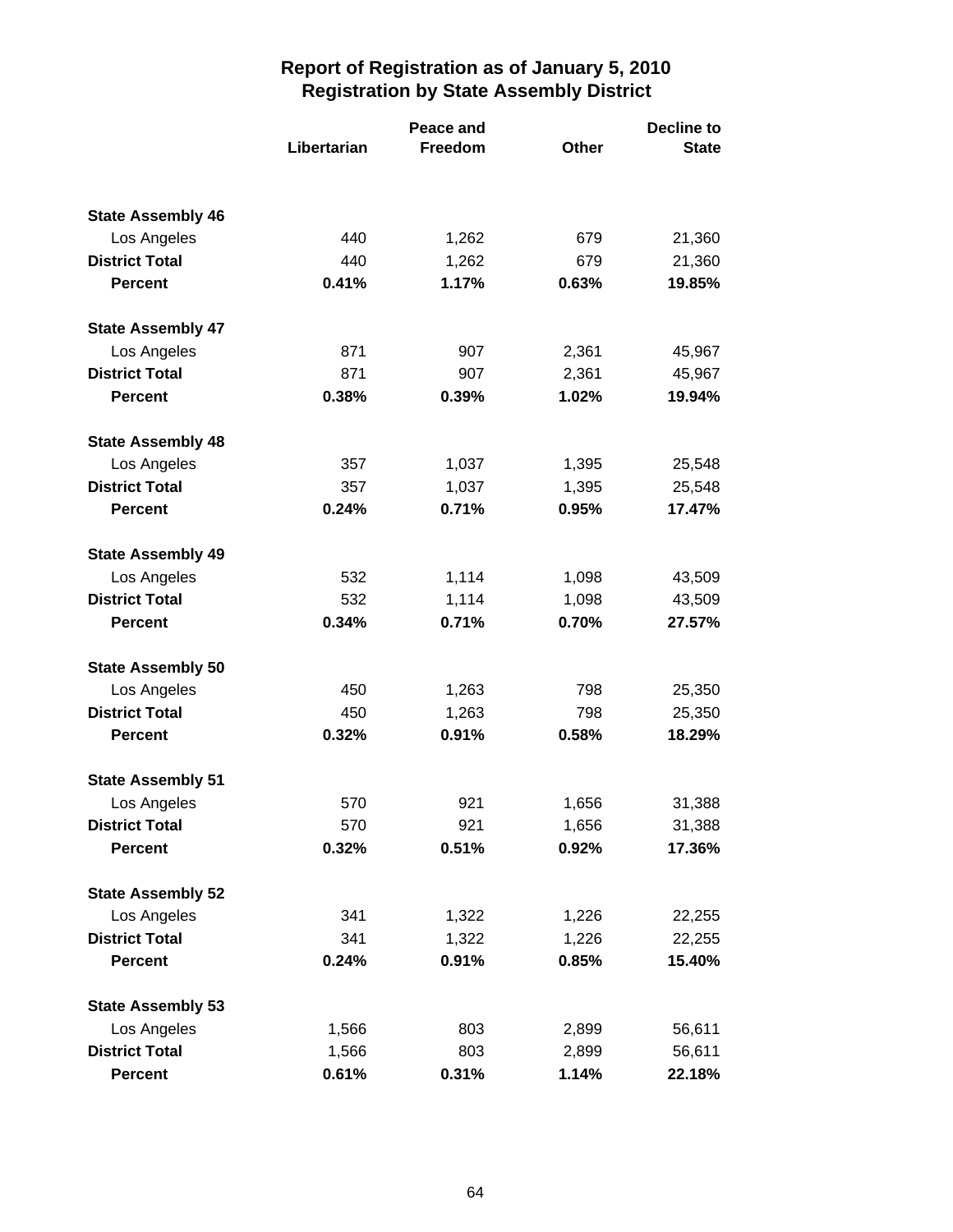# Report of Registration as of January 5, 2010
## Registration by State Assembly District

| | Libertarian | Peace and Freedom | Other | Decline to State |
|---|---|---|---|---|
| **State Assembly 46** | | | | |
| Los Angeles | 440 | 1,262 | 679 | 21,360 |
| **District Total** | 440 | 1,262 | 679 | 21,360 |
| **Percent** | **0.41%** | **1.17%** | **0.63%** | **19.85%** |
| **State Assembly 47** | | | | |
| Los Angeles | 871 | 907 | 2,361 | 45,967 |
| **District Total** | 871 | 907 | 2,361 | 45,967 |
| **Percent** | **0.38%** | **0.39%** | **1.02%** | **19.94%** |
| **State Assembly 48** | | | | |
| Los Angeles | 357 | 1,037 | 1,395 | 25,548 |
| **District Total** | 357 | 1,037 | 1,395 | 25,548 |
| **Percent** | **0.24%** | **0.71%** | **0.95%** | **17.47%** |
| **State Assembly 49** | | | | |
| Los Angeles | 532 | 1,114 | 1,098 | 43,509 |
| **District Total** | 532 | 1,114 | 1,098 | 43,509 |
| **Percent** | **0.34%** | **0.71%** | **0.70%** | **27.57%** |
| **State Assembly 50** | | | | |
| Los Angeles | 450 | 1,263 | 798 | 25,350 |
| **District Total** | 450 | 1,263 | 798 | 25,350 |
| **Percent** | **0.32%** | **0.91%** | **0.58%** | **18.29%** |
| **State Assembly 51** | | | | |
| Los Angeles | 570 | 921 | 1,656 | 31,388 |
| **District Total** | 570 | 921 | 1,656 | 31,388 |
| **Percent** | **0.32%** | **0.51%** | **0.92%** | **17.36%** |
| **State Assembly 52** | | | | |
| Los Angeles | 341 | 1,322 | 1,226 | 22,255 |
| **District Total** | 341 | 1,322 | 1,226 | 22,255 |
| **Percent** | **0.24%** | **0.91%** | **0.85%** | **15.40%** |
| **State Assembly 53** | | | | |
| Los Angeles | 1,566 | 803 | 2,899 | 56,611 |
| **District Total** | 1,566 | 803 | 2,899 | 56,611 |
| **Percent** | **0.61%** | **0.31%** | **1.14%** | **22.18%** |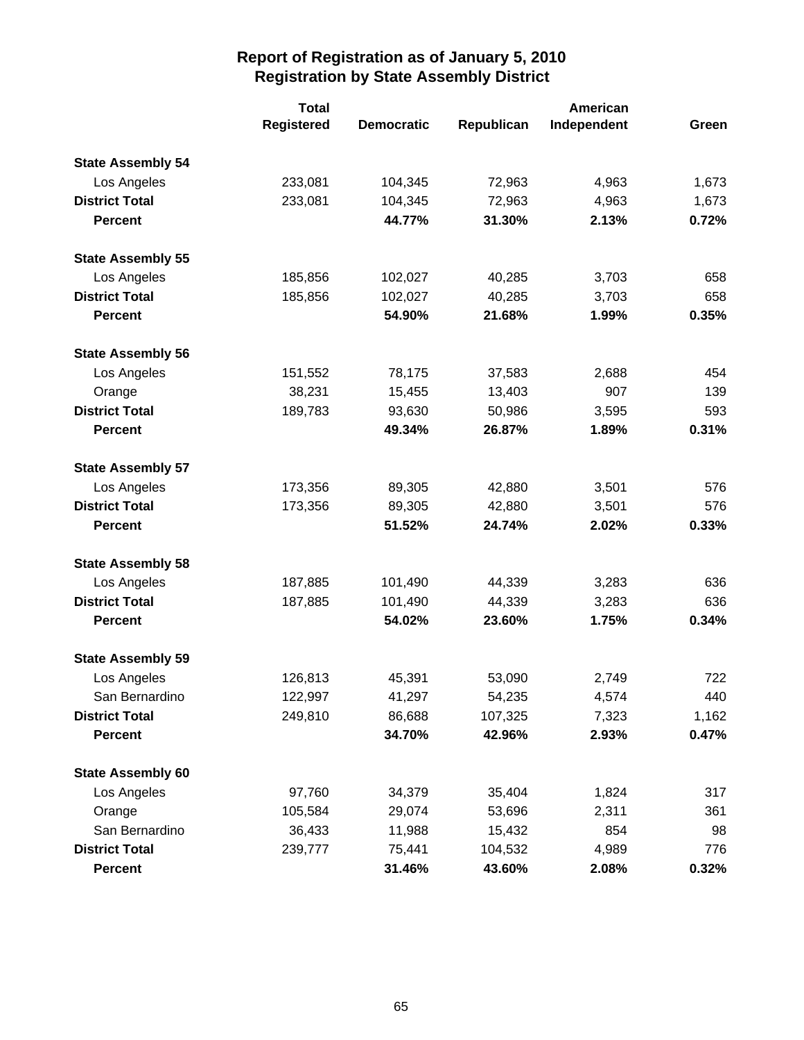# Report of Registration as of January 5, 2010
## Registration by State Assembly District

| | Total Registered | Democratic | Republican | American Independent | Green |
|---|---|---|---|---|---|
| **State Assembly 54** | | | | | |
| Los Angeles | 233,081 | 104,345 | 72,963 | 4,963 | 1,673 |
| **District Total** | 233,081 | 104,345 | 72,963 | 4,963 | 1,673 |
| **Percent** | | **44.77%** | **31.30%** | **2.13%** | **0.72%** |
| **State Assembly 55** | | | | | |
| Los Angeles | 185,856 | 102,027 | 40,285 | 3,703 | 658 |
| **District Total** | 185,856 | 102,027 | 40,285 | 3,703 | 658 |
| **Percent** | | **54.90%** | **21.68%** | **1.99%** | **0.35%** |
| **State Assembly 56** | | | | | |
| Los Angeles | 151,552 | 78,175 | 37,583 | 2,688 | 454 |
| Orange | 38,231 | 15,455 | 13,403 | 907 | 139 |
| **District Total** | 189,783 | 93,630 | 50,986 | 3,595 | 593 |
| **Percent** | | **49.34%** | **26.87%** | **1.89%** | **0.31%** |
| **State Assembly 57** | | | | | |
| Los Angeles | 173,356 | 89,305 | 42,880 | 3,501 | 576 |
| **District Total** | 173,356 | 89,305 | 42,880 | 3,501 | 576 |
| **Percent** | | **51.52%** | **24.74%** | **2.02%** | **0.33%** |
| **State Assembly 58** | | | | | |
| Los Angeles | 187,885 | 101,490 | 44,339 | 3,283 | 636 |
| **District Total** | 187,885 | 101,490 | 44,339 | 3,283 | 636 |
| **Percent** | | **54.02%** | **23.60%** | **1.75%** | **0.34%** |
| **State Assembly 59** | | | | | |
| Los Angeles | 126,813 | 45,391 | 53,090 | 2,749 | 722 |
| San Bernardino | 122,997 | 41,297 | 54,235 | 4,574 | 440 |
| **District Total** | 249,810 | 86,688 | 107,325 | 7,323 | 1,162 |
| **Percent** | | **34.70%** | **42.96%** | **2.93%** | **0.47%** |
| **State Assembly 60** | | | | | |
| Los Angeles | 97,760 | 34,379 | 35,404 | 1,824 | 317 |
| Orange | 105,584 | 29,074 | 53,696 | 2,311 | 361 |
| San Bernardino | 36,433 | 11,988 | 15,432 | 854 | 98 |
| **District Total** | 239,777 | 75,441 | 104,532 | 4,989 | 776 |
| **Percent** | | **31.46%** | **43.60%** | **2.08%** | **0.32%** |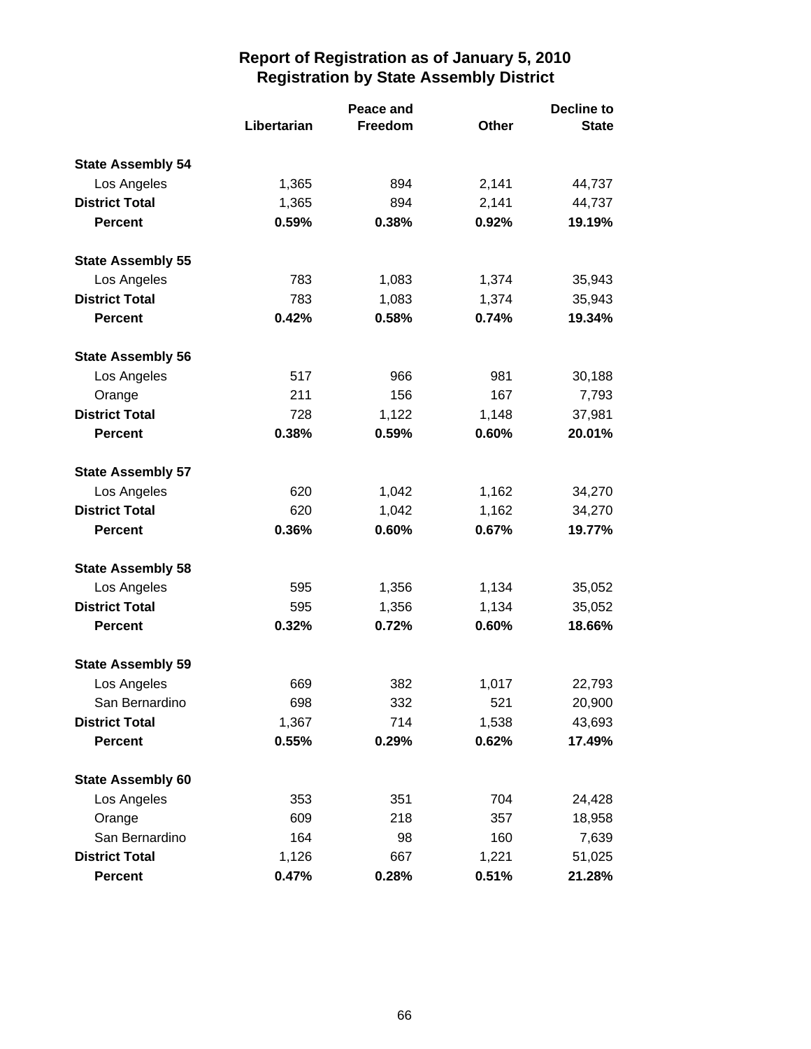# Report of Registration as of January 5, 2010
## Registration by State Assembly District

| | Libertarian | Peace and Freedom | Other | Decline to State |
|---|---|---|---|---|
| **State Assembly 54** | | | | |
| Los Angeles | 1,365 | 894 | 2,141 | 44,737 |
| **District Total** | 1,365 | 894 | 2,141 | 44,737 |
| **Percent** | **0.59%** | **0.38%** | **0.92%** | **19.19%** |
| **State Assembly 55** | | | | |
| Los Angeles | 783 | 1,083 | 1,374 | 35,943 |
| **District Total** | 783 | 1,083 | 1,374 | 35,943 |
| **Percent** | **0.42%** | **0.58%** | **0.74%** | **19.34%** |
| **State Assembly 56** | | | | |
| Los Angeles | 517 | 966 | 981 | 30,188 |
| Orange | 211 | 156 | 167 | 7,793 |
| **District Total** | 728 | 1,122 | 1,148 | 37,981 |
| **Percent** | **0.38%** | **0.59%** | **0.60%** | **20.01%** |
| **State Assembly 57** | | | | |
| Los Angeles | 620 | 1,042 | 1,162 | 34,270 |
| **District Total** | 620 | 1,042 | 1,162 | 34,270 |
| **Percent** | **0.36%** | **0.60%** | **0.67%** | **19.77%** |
| **State Assembly 58** | | | | |
| Los Angeles | 595 | 1,356 | 1,134 | 35,052 |
| **District Total** | 595 | 1,356 | 1,134 | 35,052 |
| **Percent** | **0.32%** | **0.72%** | **0.60%** | **18.66%** |
| **State Assembly 59** | | | | |
| Los Angeles | 669 | 382 | 1,017 | 22,793 |
| San Bernardino | 698 | 332 | 521 | 20,900 |
| **District Total** | 1,367 | 714 | 1,538 | 43,693 |
| **Percent** | **0.55%** | **0.29%** | **0.62%** | **17.49%** |
| **State Assembly 60** | | | | |
| Los Angeles | 353 | 351 | 704 | 24,428 |
| Orange | 609 | 218 | 357 | 18,958 |
| San Bernardino | 164 | 98 | 160 | 7,639 |
| **District Total** | 1,126 | 667 | 1,221 | 51,025 |
| **Percent** | **0.47%** | **0.28%** | **0.51%** | **21.28%** |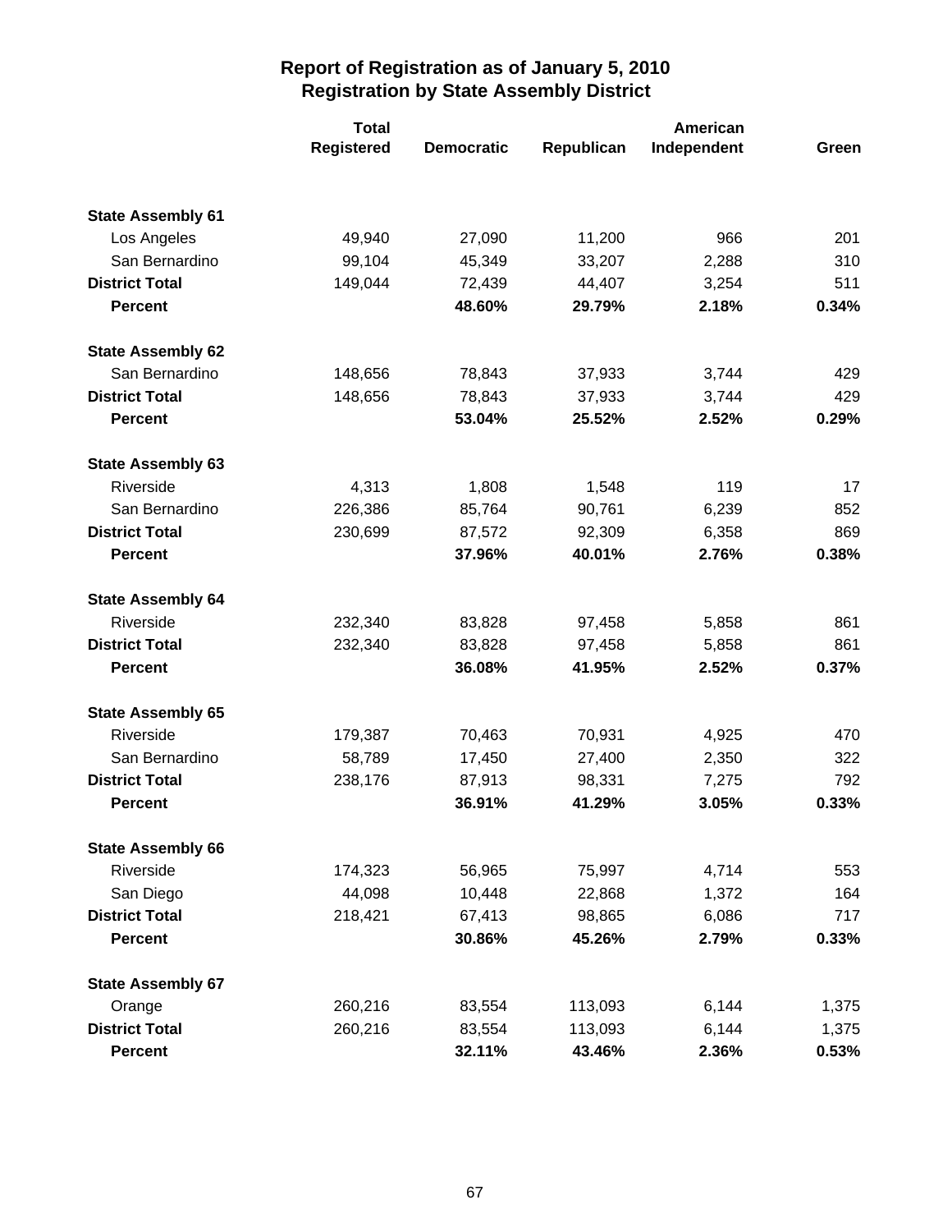# Report of Registration as of January 5, 2010
## Registration by State Assembly District

| | Total Registered | Democratic | Republican | American Independent | Green |
|---|---|---|---|---|---|
| **State Assembly 61** | | | | | |
| Los Angeles | 49,940 | 27,090 | 11,200 | 966 | 201 |
| San Bernardino | 99,104 | 45,349 | 33,207 | 2,288 | 310 |
| **District Total** | 149,044 | 72,439 | 44,407 | 3,254 | 511 |
| **Percent** | | **48.60%** | **29.79%** | **2.18%** | **0.34%** |
| **State Assembly 62** | | | | | |
| San Bernardino | 148,656 | 78,843 | 37,933 | 3,744 | 429 |
| **District Total** | 148,656 | 78,843 | 37,933 | 3,744 | 429 |
| **Percent** | | **53.04%** | **25.52%** | **2.52%** | **0.29%** |
| **State Assembly 63** | | | | | |
| Riverside | 4,313 | 1,808 | 1,548 | 119 | 17 |
| San Bernardino | 226,386 | 85,764 | 90,761 | 6,239 | 852 |
| **District Total** | 230,699 | 87,572 | 92,309 | 6,358 | 869 |
| **Percent** | | **37.96%** | **40.01%** | **2.76%** | **0.38%** |
| **State Assembly 64** | | | | | |
| Riverside | 232,340 | 83,828 | 97,458 | 5,858 | 861 |
| **District Total** | 232,340 | 83,828 | 97,458 | 5,858 | 861 |
| **Percent** | | **36.08%** | **41.95%** | **2.52%** | **0.37%** |
| **State Assembly 65** | | | | | |
| Riverside | 179,387 | 70,463 | 70,931 | 4,925 | 470 |
| San Bernardino | 58,789 | 17,450 | 27,400 | 2,350 | 322 |
| **District Total** | 238,176 | 87,913 | 98,331 | 7,275 | 792 |
| **Percent** | | **36.91%** | **41.29%** | **3.05%** | **0.33%** |
| **State Assembly 66** | | | | | |
| Riverside | 174,323 | 56,965 | 75,997 | 4,714 | 553 |
| San Diego | 44,098 | 10,448 | 22,868 | 1,372 | 164 |
| **District Total** | 218,421 | 67,413 | 98,865 | 6,086 | 717 |
| **Percent** | | **30.86%** | **45.26%** | **2.79%** | **0.33%** |
| **State Assembly 67** | | | | | |
| Orange | 260,216 | 83,554 | 113,093 | 6,144 | 1,375 |
| **District Total** | 260,216 | 83,554 | 113,093 | 6,144 | 1,375 |
| **Percent** | | **32.11%** | **43.46%** | **2.36%** | **0.53%** |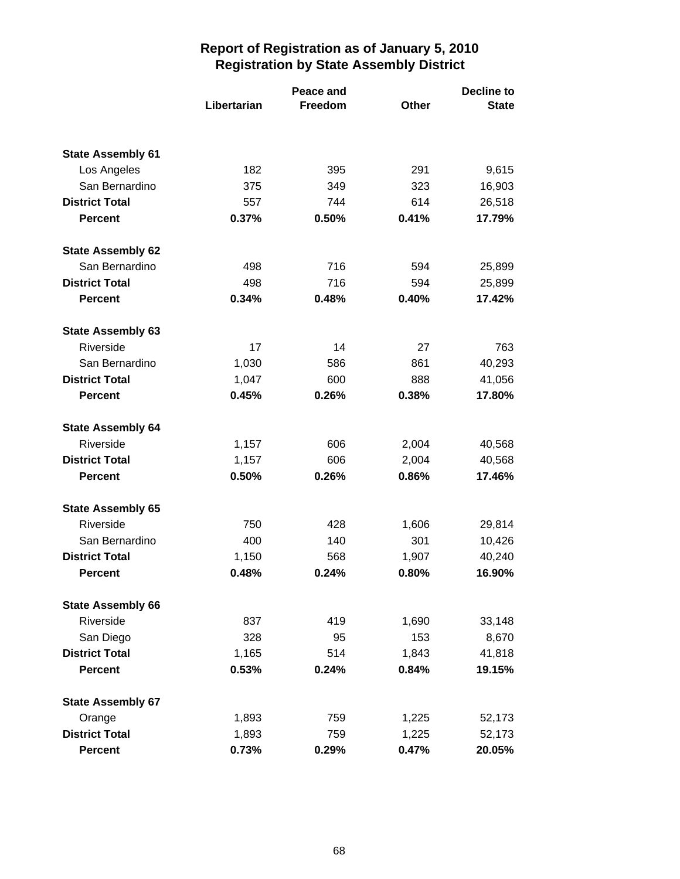# Report of Registration as of January 5, 2010
## Registration by State Assembly District

| | Libertarian | Peace and Freedom | Other | Decline to State |
|---|---|---|---|---|
| **State Assembly 61** | | | | |
| Los Angeles | 182 | 395 | 291 | 9,615 |
| San Bernardino | 375 | 349 | 323 | 16,903 |
| **District Total** | 557 | 744 | 614 | 26,518 |
| **Percent** | **0.37%** | **0.50%** | **0.41%** | **17.79%** |
| **State Assembly 62** | | | | |
| San Bernardino | 498 | 716 | 594 | 25,899 |
| **District Total** | 498 | 716 | 594 | 25,899 |
| **Percent** | **0.34%** | **0.48%** | **0.40%** | **17.42%** |
| **State Assembly 63** | | | | |
| Riverside | 17 | 14 | 27 | 763 |
| San Bernardino | 1,030 | 586 | 861 | 40,293 |
| **District Total** | 1,047 | 600 | 888 | 41,056 |
| **Percent** | **0.45%** | **0.26%** | **0.38%** | **17.80%** |
| **State Assembly 64** | | | | |
| Riverside | 1,157 | 606 | 2,004 | 40,568 |
| **District Total** | 1,157 | 606 | 2,004 | 40,568 |
| **Percent** | **0.50%** | **0.26%** | **0.86%** | **17.46%** |
| **State Assembly 65** | | | | |
| Riverside | 750 | 428 | 1,606 | 29,814 |
| San Bernardino | 400 | 140 | 301 | 10,426 |
| **District Total** | 1,150 | 568 | 1,907 | 40,240 |
| **Percent** | **0.48%** | **0.24%** | **0.80%** | **16.90%** |
| **State Assembly 66** | | | | |
| Riverside | 837 | 419 | 1,690 | 33,148 |
| San Diego | 328 | 95 | 153 | 8,670 |
| **District Total** | 1,165 | 514 | 1,843 | 41,818 |
| **Percent** | **0.53%** | **0.24%** | **0.84%** | **19.15%** |
| **State Assembly 67** | | | | |
| Orange | 1,893 | 759 | 1,225 | 52,173 |
| **District Total** | 1,893 | 759 | 1,225 | 52,173 |
| **Percent** | **0.73%** | **0.29%** | **0.47%** | **20.05%** |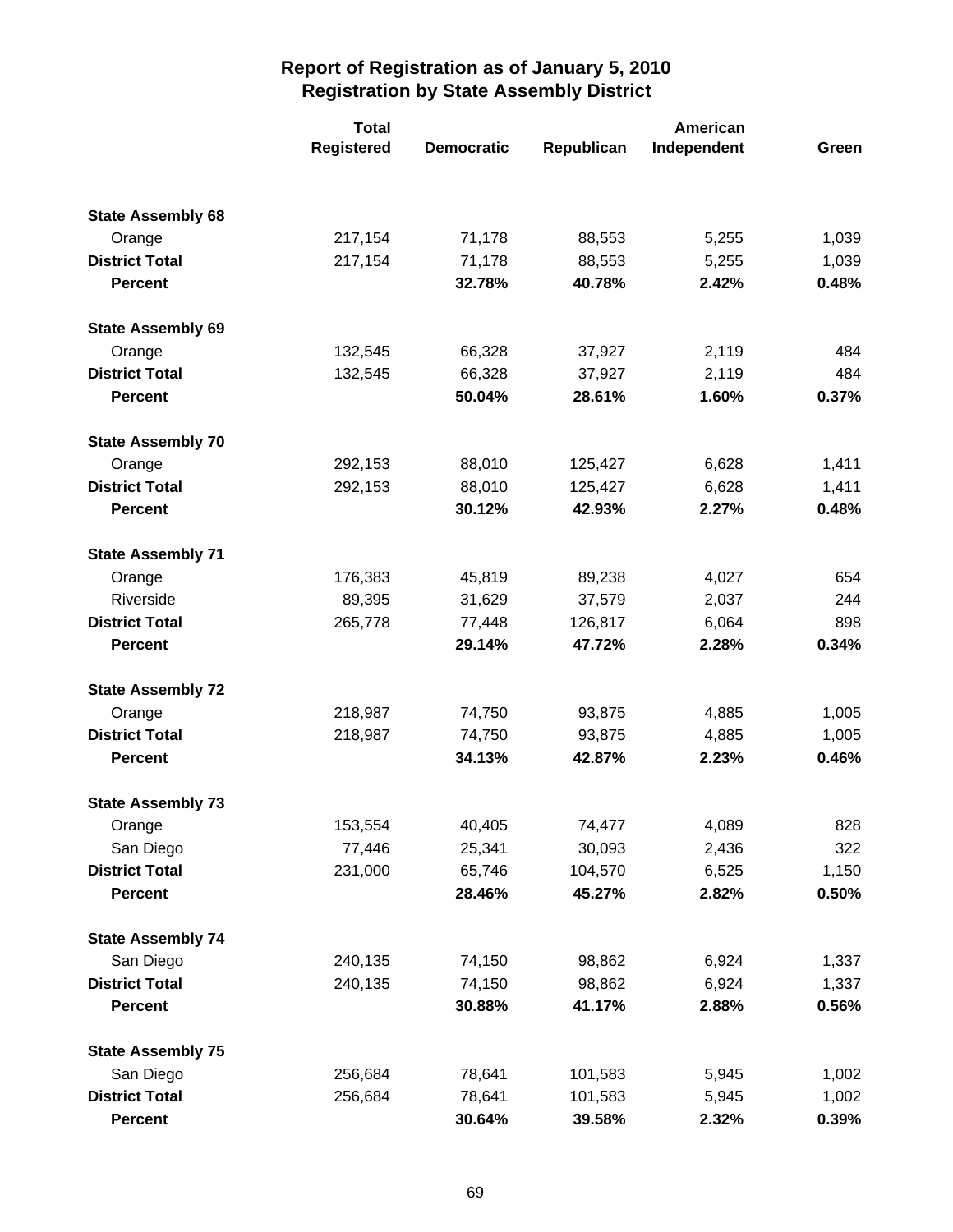# Report of Registration as of January 5, 2010
## Registration by State Assembly District

| | Total Registered | Democratic | Republican | American Independent | Green |
|---|---|---|---|---|---|
| **State Assembly 68** | | | | | |
| Orange | 217,154 | 71,178 | 88,553 | 5,255 | 1,039 |
| **District Total** | 217,154 | 71,178 | 88,553 | 5,255 | 1,039 |
| **Percent** | | **32.78%** | **40.78%** | **2.42%** | **0.48%** |
| **State Assembly 69** | | | | | |
| Orange | 132,545 | 66,328 | 37,927 | 2,119 | 484 |
| **District Total** | 132,545 | 66,328 | 37,927 | 2,119 | 484 |
| **Percent** | | **50.04%** | **28.61%** | **1.60%** | **0.37%** |
| **State Assembly 70** | | | | | |
| Orange | 292,153 | 88,010 | 125,427 | 6,628 | 1,411 |
| **District Total** | 292,153 | 88,010 | 125,427 | 6,628 | 1,411 |
| **Percent** | | **30.12%** | **42.93%** | **2.27%** | **0.48%** |
| **State Assembly 71** | | | | | |
| Orange | 176,383 | 45,819 | 89,238 | 4,027 | 654 |
| Riverside | 89,395 | 31,629 | 37,579 | 2,037 | 244 |
| **District Total** | 265,778 | 77,448 | 126,817 | 6,064 | 898 |
| **Percent** | | **29.14%** | **47.72%** | **2.28%** | **0.34%** |
| **State Assembly 72** | | | | | |
| Orange | 218,987 | 74,750 | 93,875 | 4,885 | 1,005 |
| **District Total** | 218,987 | 74,750 | 93,875 | 4,885 | 1,005 |
| **Percent** | | **34.13%** | **42.87%** | **2.23%** | **0.46%** |
| **State Assembly 73** | | | | | |
| Orange | 153,554 | 40,405 | 74,477 | 4,089 | 828 |
| San Diego | 77,446 | 25,341 | 30,093 | 2,436 | 322 |
| **District Total** | 231,000 | 65,746 | 104,570 | 6,525 | 1,150 |
| **Percent** | | **28.46%** | **45.27%** | **2.82%** | **0.50%** |
| **State Assembly 74** | | | | | |
| San Diego | 240,135 | 74,150 | 98,862 | 6,924 | 1,337 |
| **District Total** | 240,135 | 74,150 | 98,862 | 6,924 | 1,337 |
| **Percent** | | **30.88%** | **41.17%** | **2.88%** | **0.56%** |
| **State Assembly 75** | | | | | |
| San Diego | 256,684 | 78,641 | 101,583 | 5,945 | 1,002 |
| **District Total** | 256,684 | 78,641 | 101,583 | 5,945 | 1,002 |
| **Percent** | | **30.64%** | **39.58%** | **2.32%** | **0.39%** |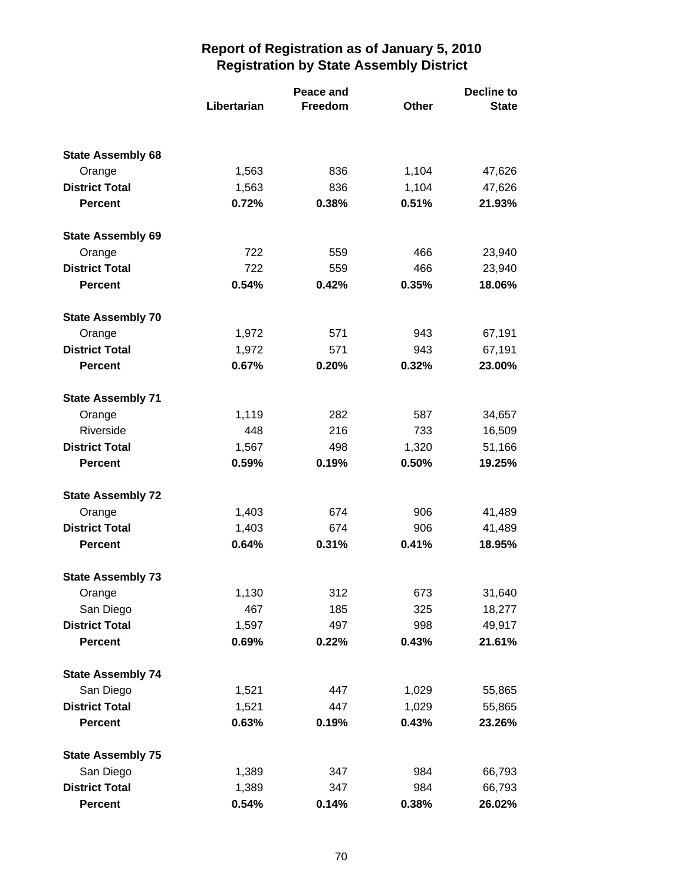# Report of Registration as of January 5, 2010
## Registration by State Assembly District

| | Libertarian | Peace and Freedom | Other | Decline to State |
|---|---|---|---|---|
| **State Assembly 68** | | | | |
| Orange | 1,563 | 836 | 1,104 | 47,626 |
| **District Total** | 1,563 | 836 | 1,104 | 47,626 |
| **Percent** | **0.72%** | **0.38%** | **0.51%** | **21.93%** |
| **State Assembly 69** | | | | |
| Orange | 722 | 559 | 466 | 23,940 |
| **District Total** | 722 | 559 | 466 | 23,940 |
| **Percent** | **0.54%** | **0.42%** | **0.35%** | **18.06%** |
| **State Assembly 70** | | | | |
| Orange | 1,972 | 571 | 943 | 67,191 |
| **District Total** | 1,972 | 571 | 943 | 67,191 |
| **Percent** | **0.67%** | **0.20%** | **0.32%** | **23.00%** |
| **State Assembly 71** | | | | |
| Orange | 1,119 | 282 | 587 | 34,657 |
| Riverside | 448 | 216 | 733 | 16,509 |
| **District Total** | 1,567 | 498 | 1,320 | 51,166 |
| **Percent** | **0.59%** | **0.19%** | **0.50%** | **19.25%** |
| **State Assembly 72** | | | | |
| Orange | 1,403 | 674 | 906 | 41,489 |
| **District Total** | 1,403 | 674 | 906 | 41,489 |
| **Percent** | **0.64%** | **0.31%** | **0.41%** | **18.95%** |
| **State Assembly 73** | | | | |
| Orange | 1,130 | 312 | 673 | 31,640 |
| San Diego | 467 | 185 | 325 | 18,277 |
| **District Total** | 1,597 | 497 | 998 | 49,917 |
| **Percent** | **0.69%** | **0.22%** | **0.43%** | **21.61%** |
| **State Assembly 74** | | | | |
| San Diego | 1,521 | 447 | 1,029 | 55,865 |
| **District Total** | 1,521 | 447 | 1,029 | 55,865 |
| **Percent** | **0.63%** | **0.19%** | **0.43%** | **23.26%** |
| **State Assembly 75** | | | | |
| San Diego | 1,389 | 347 | 984 | 66,793 |
| **District Total** | 1,389 | 347 | 984 | 66,793 |
| **Percent** | **0.54%** | **0.14%** | **0.38%** | **26.02%** |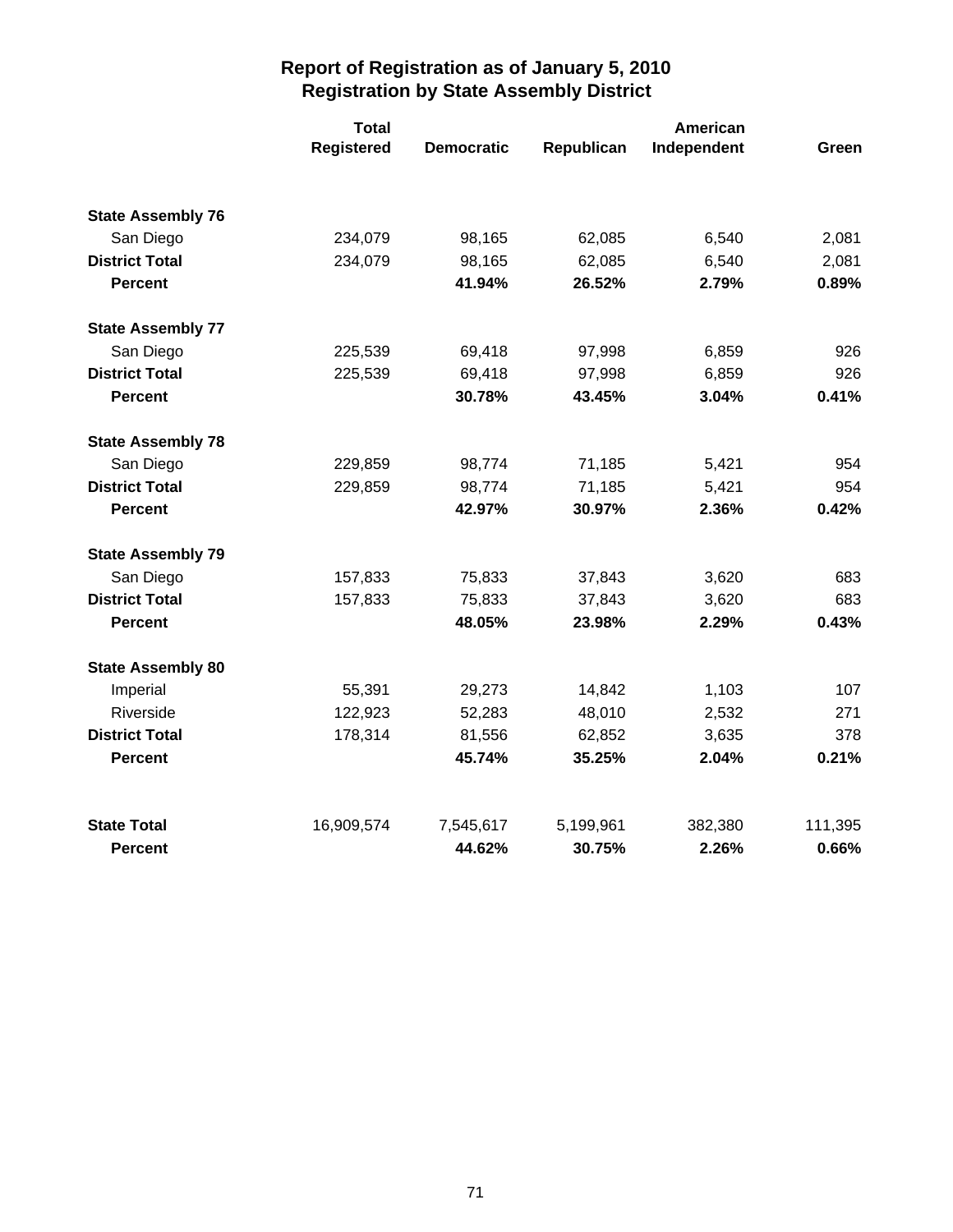# Report of Registration as of January 5, 2010
## Registration by State Assembly District

| | Total Registered | Democratic | Republican | American Independent | Green |
|---|---|---|---|---|---|
| **State Assembly 76** | | | | | |
| San Diego | 234,079 | 98,165 | 62,085 | 6,540 | 2,081 |
| **District Total** | 234,079 | 98,165 | 62,085 | 6,540 | 2,081 |
| **Percent** | | **41.94%** | **26.52%** | **2.79%** | **0.89%** |
| **State Assembly 77** | | | | | |
| San Diego | 225,539 | 69,418 | 97,998 | 6,859 | 926 |
| **District Total** | 225,539 | 69,418 | 97,998 | 6,859 | 926 |
| **Percent** | | **30.78%** | **43.45%** | **3.04%** | **0.41%** |
| **State Assembly 78** | | | | | |
| San Diego | 229,859 | 98,774 | 71,185 | 5,421 | 954 |
| **District Total** | 229,859 | 98,774 | 71,185 | 5,421 | 954 |
| **Percent** | | **42.97%** | **30.97%** | **2.36%** | **0.42%** |
| **State Assembly 79** | | | | | |
| San Diego | 157,833 | 75,833 | 37,843 | 3,620 | 683 |
| **District Total** | 157,833 | 75,833 | 37,843 | 3,620 | 683 |
| **Percent** | | **48.05%** | **23.98%** | **2.29%** | **0.43%** |
| **State Assembly 80** | | | | | |
| Imperial | 55,391 | 29,273 | 14,842 | 1,103 | 107 |
| Riverside | 122,923 | 52,283 | 48,010 | 2,532 | 271 |
| **District Total** | 178,314 | 81,556 | 62,852 | 3,635 | 378 |
| **Percent** | | **45.74%** | **35.25%** | **2.04%** | **0.21%** |
| **State Total** | 16,909,574 | 7,545,617 | 5,199,961 | 382,380 | 111,395 |
| **Percent** | | **44.62%** | **30.75%** | **2.26%** | **0.66%** |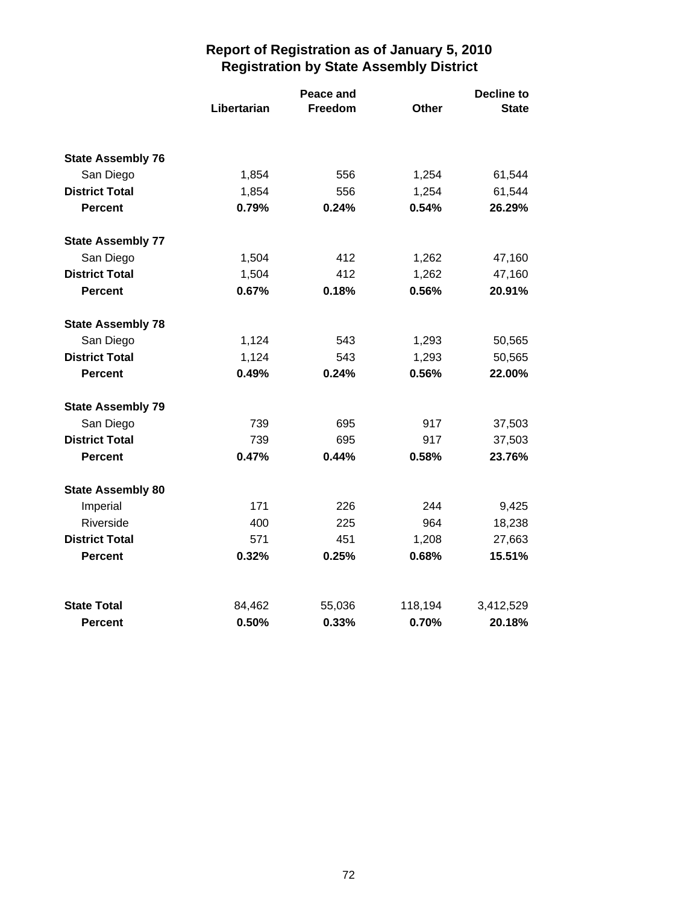# Report of Registration as of January 5, 2010
## Registration by State Assembly District

| | Libertarian | Peace and Freedom | Other | Decline to State |
|---|---|---|---|---|
| **State Assembly 76** | | | | |
| San Diego | 1,854 | 556 | 1,254 | 61,544 |
| **District Total** | 1,854 | 556 | 1,254 | 61,544 |
| **Percent** | **0.79%** | **0.24%** | **0.54%** | **26.29%** |
| **State Assembly 77** | | | | |
| San Diego | 1,504 | 412 | 1,262 | 47,160 |
| **District Total** | 1,504 | 412 | 1,262 | 47,160 |
| **Percent** | **0.67%** | **0.18%** | **0.56%** | **20.91%** |
| **State Assembly 78** | | | | |
| San Diego | 1,124 | 543 | 1,293 | 50,565 |
| **District Total** | 1,124 | 543 | 1,293 | 50,565 |
| **Percent** | **0.49%** | **0.24%** | **0.56%** | **22.00%** |
| **State Assembly 79** | | | | |
| San Diego | 739 | 695 | 917 | 37,503 |
| **District Total** | 739 | 695 | 917 | 37,503 |
| **Percent** | **0.47%** | **0.44%** | **0.58%** | **23.76%** |
| **State Assembly 80** | | | | |
| Imperial | 171 | 226 | 244 | 9,425 |
| Riverside | 400 | 225 | 964 | 18,238 |
| **District Total** | 571 | 451 | 1,208 | 27,663 |
| **Percent** | **0.32%** | **0.25%** | **0.68%** | **15.51%** |
| **State Total** | 84,462 | 55,036 | 118,194 | 3,412,529 |
| **Percent** | **0.50%** | **0.33%** | **0.70%** | **20.18%** |